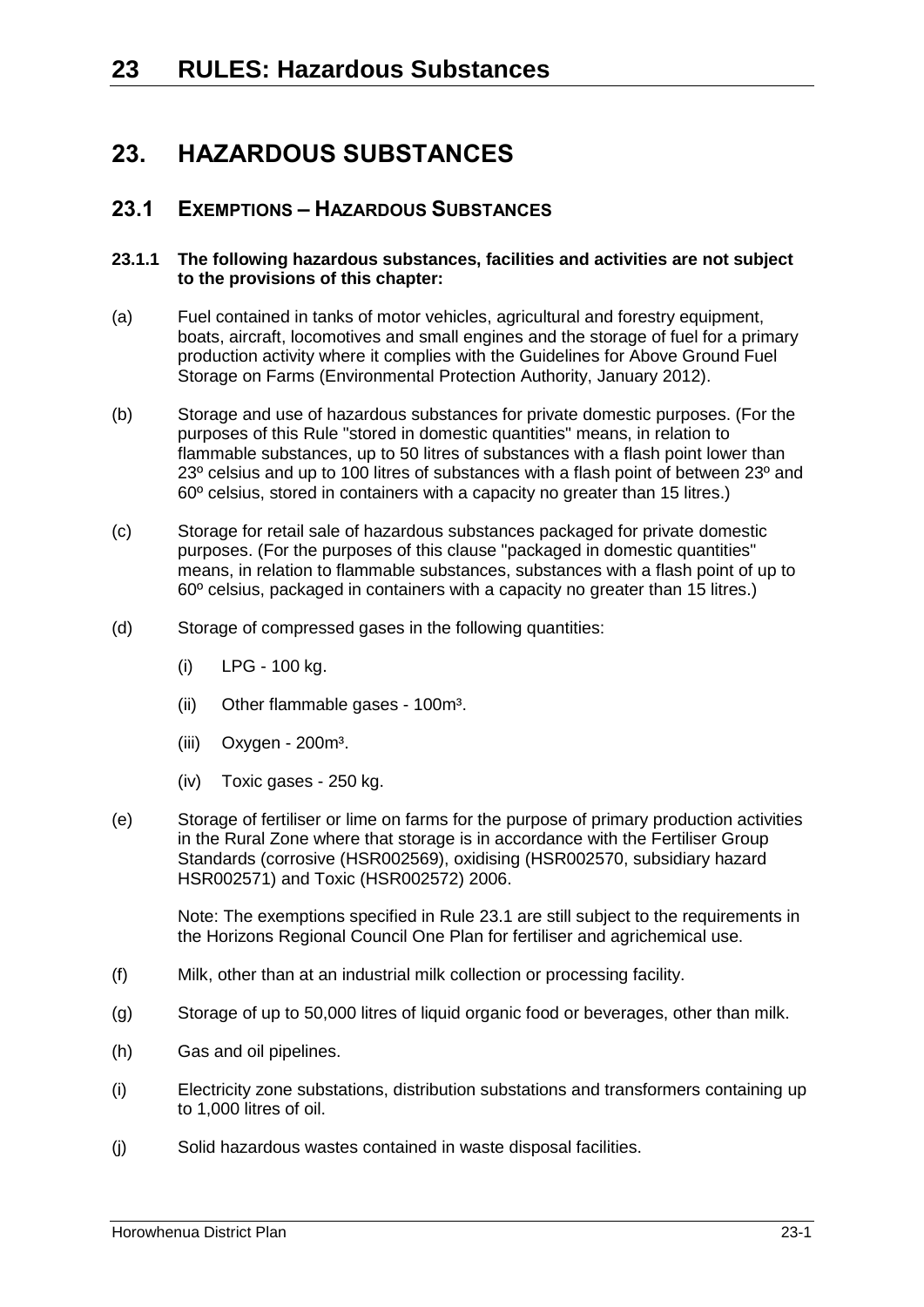# 23. HAZARDOUS SUBSTANCES

## 23.1 EXEMPTIONS – HAZARDOUS SUBSTANCES

**23.1.1 The following hazardous substances, facilities and activities are not subject to the provisions of this chapter:**

(a) Fuel contained in tanks of motor vehicles, agricultural and forestry equipment, boats, aircraft, locomotives and small engines and the storage of fuel for a primary production activity where it complies with the Guidelines for Above Ground Fuel Storage on Farms (Environmental Protection Authority, January 2012).

(b) Storage and use of hazardous substances for private domestic purposes. (For the purposes of this Rule "stored in domestic quantities" means, in relation to flammable substances, up to 50 litres of substances with a flash point lower than 23º celsius and up to 100 litres of substances with a flash point of between 23º and 60º celsius, stored in containers with a capacity no greater than 15 litres.)

(c) Storage for retail sale of hazardous substances packaged for private domestic purposes. (For the purposes of this clause "packaged in domestic quantities" means, in relation to flammable substances, substances with a flash point of up to 60º celsius, packaged in containers with a capacity no greater than 15 litres.)

(d) Storage of compressed gases in the following quantities:

  (i) LPG - 100 kg.

  (ii) Other flammable gases - 100m³.

  (iii) Oxygen - 200m³.

  (iv) Toxic gases - 250 kg.

(e) Storage of fertiliser or lime on farms for the purpose of primary production activities in the Rural Zone where storage is in accordance with the Fertiliser Group Standards (corrosive (HSR002569), oxidising (HSR002570, subsidiary hazard HSR002571) and Toxic (HSR002572) 2006.

  Note: The exemptions specified in Rule 23.1 are still subject to the requirements in the Horizons Regional Council One Plan for fertiliser and agrichemical use.

(f) Milk, other than at an industrial milk collection or processing facility.

(g) Storage of up to 50,000 litres of liquid organic food or beverages, other than milk.

(h) Gas and oil pipelines.

(i) Electricity zone substations, distribution substations and transformers containing up to 1,000 litres of oil.

(j) Solid hazardous wastes contained in waste disposal facilities.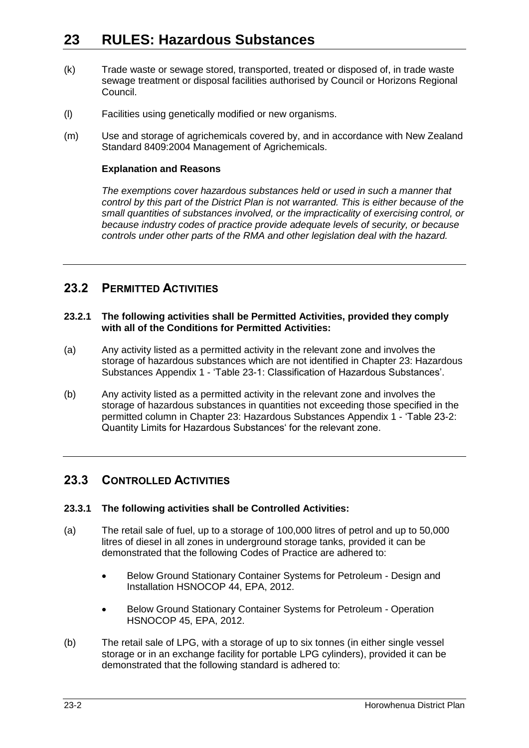# 23 RULES: Hazardous Substances

(k) Trade waste or sewage stored, transported, treated or disposed of, in trade waste sewage treatment or disposal facilities authorised by Council or Horizons Regional Council.

(l) Facilities using genetically modified or new organisms.

(m) Use and storage of agrichemicals covered by, and in accordance with New Zealand Standard 8409:2004 Management of Agrichemicals.

**Explanation and Reasons**

*The exemptions cover hazardous substances held or used in such a manner that control by this part of the District Plan is not warranted. This is either because of the small quantities of substances involved, or the impracticality of exercising control, or because industry codes of practice provide adequate levels of security, or because controls under other parts of the RMA and other legislation deal with the hazard.*

## 23.2 PERMITTED ACTIVITIES

**23.2.1 The following activities shall be Permitted Activities, provided they comply with all of the Conditions for Permitted Activities:**

(a) Any activity listed as a permitted activity in the relevant zone and involves the storage of hazardous substances which are not identified in Chapter 23: Hazardous Substances Appendix 1 - 'Table 23-1: Classification of Hazardous Substances'.

(b) Any activity listed as a permitted activity in the relevant zone and involves the storage of hazardous substances in quantities not exceeding those specified in the permitted column in Chapter 23: Hazardous Substances Appendix 1 - 'Table 23-2: Quantity Limits for Hazardous Substances' for the relevant zone.

## 23.3 CONTROLLED ACTIVITIES

**23.3.1 The following activities shall be Controlled Activities:**

(a) The retail sale of fuel, up to a storage of 100,000 litres of petrol and up to 50,000 litres of diesel in all zones in underground storage tanks, provided it can be demonstrated that the following Codes of Practice are adhered to:

- Below Ground Stationary Container Systems for Petroleum - Design and Installation HSNOCOP 44, EPA, 2012.
- Below Ground Stationary Container Systems for Petroleum - Operation HSNOCOP 45, EPA, 2012.

(b) The retail sale of LPG, with a storage of up to six tonnes (in either single vessel storage or in an exchange facility for portable LPG cylinders), provided it can be demonstrated that the following standard is adhered to: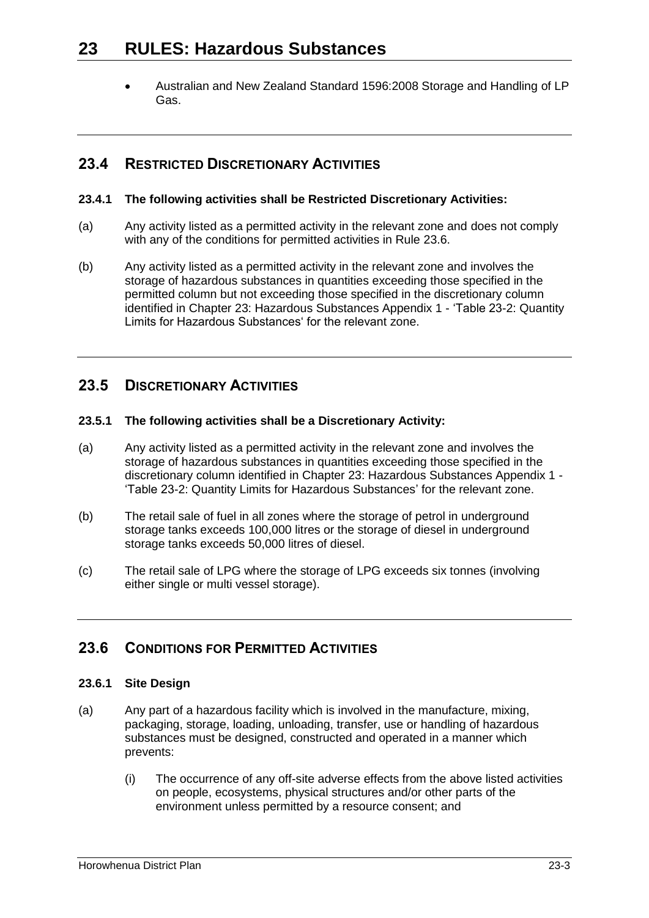- Australian and New Zealand Standard 1596:2008 Storage and Handling of LP Gas.

## 23.4 RESTRICTED DISCRETIONARY ACTIVITIES

**23.4.1 The following activities shall be Restricted Discretionary Activities:**

(a) Any activity listed as a permitted activity in the relevant zone and does not comply with any of the conditions for permitted activities in Rule 23.6.

(b) Any activity listed as a permitted activity in the relevant zone and involves the storage of hazardous substances in quantities exceeding those specified in the permitted column but not exceeding those specified in the discretionary column identified in Chapter 23: Hazardous Substances Appendix 1 - 'Table 23-2: Quantity Limits for Hazardous Substances' for the relevant zone.

## 23.5 DISCRETIONARY ACTIVITIES

**23.5.1 The following activities shall be a Discretionary Activity:**

(a) Any activity listed as a permitted activity in the relevant zone and involves the storage of hazardous substances in quantities exceeding those specified in the discretionary column identified in Chapter 23: Hazardous Substances Appendix 1 - 'Table 23-2: Quantity Limits for Hazardous Substances' for the relevant zone.

(b) The retail sale of fuel in all zones where the storage of petrol in underground storage tanks exceeds 100,000 litres or the storage of diesel in underground storage tanks exceeds 50,000 litres of diesel.

(c) The retail sale of LPG where the storage of LPG exceeds six tonnes (involving either single or multi vessel storage).

## 23.6 CONDITIONS FOR PERMITTED ACTIVITIES

**23.6.1 Site Design**

(a) Any part of a hazardous facility which is involved in the manufacture, mixing, packaging, storage, loading, unloading, transfer, use or handling of hazardous substances must be designed, constructed and operated in a manner which prevents:

(i) The occurrence of any off-site adverse effects from the above listed activities on people, ecosystems, physical structures and/or other parts of the environment unless permitted by a resource consent; and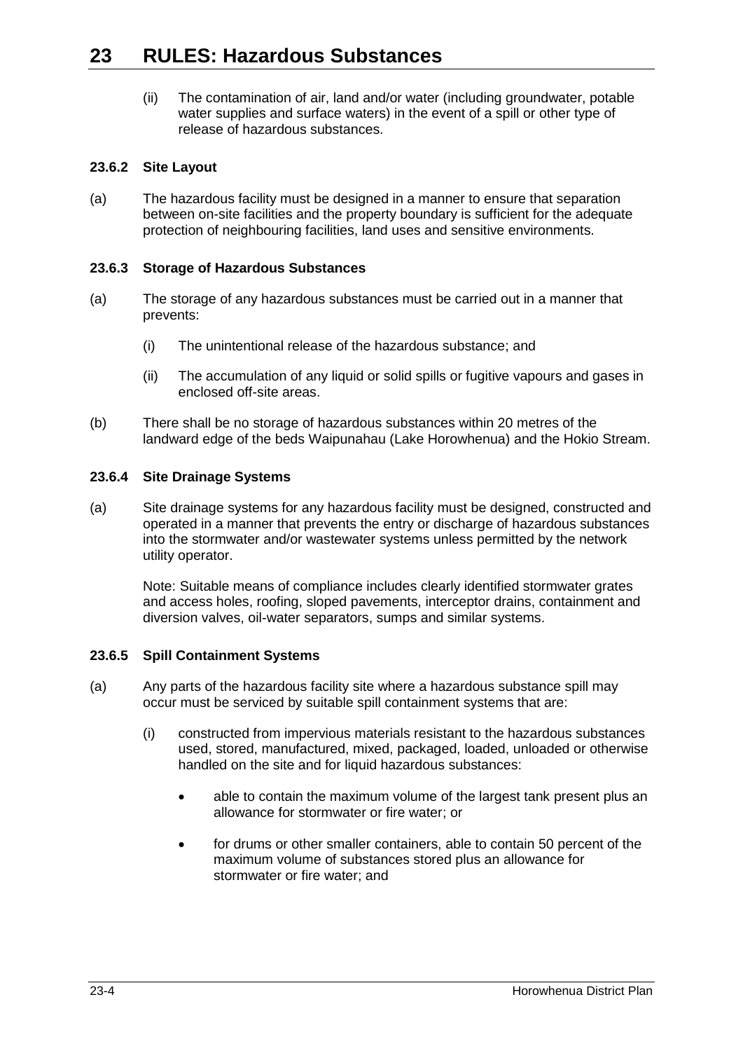(ii) The contamination of air, land and/or water (including groundwater, potable water supplies and surface waters) in the event of a spill or other type of release of hazardous substances.

### 23.6.2 Site Layout

(a) The hazardous facility must be designed in a manner to ensure that separation between on-site facilities and the property boundary is sufficient for the adequate protection of neighbouring facilities, land uses and sensitive environments.

### 23.6.3 Storage of Hazardous Substances

(a) The storage of any hazardous substances must be carried out in a manner that prevents:

   (i) The unintentional release of the hazardous substance; and

   (ii) The accumulation of any liquid or solid spills or fugitive vapours and gases in enclosed off-site areas.

(b) There shall be no storage of hazardous substances within 20 metres of the landward edge of the beds Waipunahau (Lake Horowhenua) and the Hokio Stream.

### 23.6.4 Site Drainage Systems

(a) Site drainage systems for any hazardous facility must be designed, constructed and operated in a manner that prevents the entry or discharge of hazardous substances into the stormwater and/or wastewater systems unless permitted by the network utility operator.

   Note: Suitable means of compliance includes clearly identified stormwater grates and access holes, roofing, sloped pavements, interceptor drains, containment and diversion valves, oil-water separators, sumps and similar systems.

### 23.6.5 Spill Containment Systems

(a) Any parts of the hazardous facility site where a hazardous substance spill may occur must be serviced by suitable spill containment systems that are:

   (i) constructed from impervious materials resistant to the hazardous substances used, stored, manufactured, mixed, packaged, loaded, unloaded or otherwise handled on the site and for liquid hazardous substances:

   - able to contain the maximum volume of the largest tank present plus an allowance for stormwater or fire water; or
   - for drums or other smaller containers, able to contain 50 percent of the maximum volume of substances stored plus an allowance for stormwater or fire water; and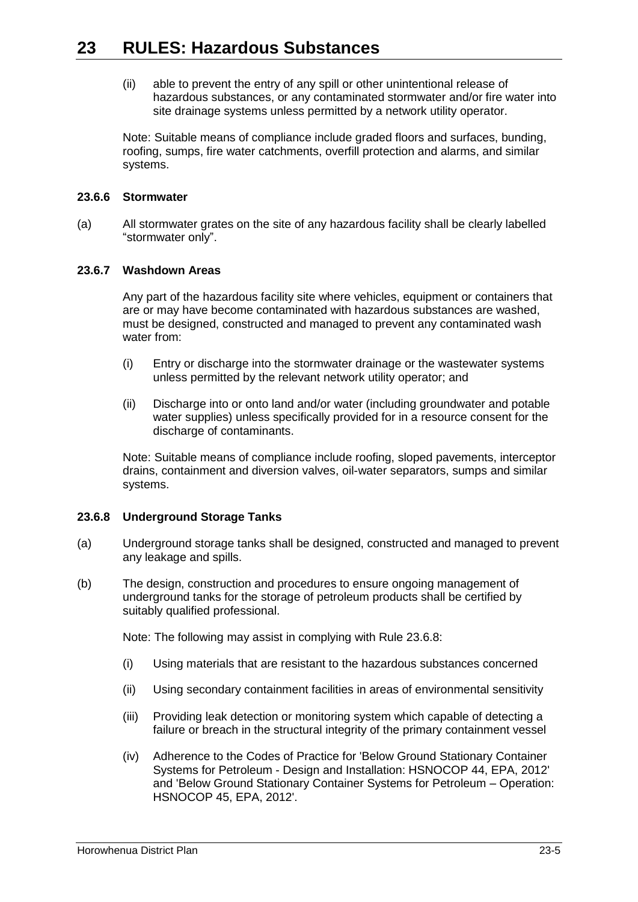(ii) able to prevent the entry of any spill or other unintentional release of hazardous substances, or any contaminated stormwater and/or fire water into site drainage systems unless permitted by a network utility operator.

Note: Suitable means of compliance include graded floors and surfaces, bunding, roofing, sumps, fire water catchments, overfill protection and alarms, and similar systems.

### 23.6.6 Stormwater

(a) All stormwater grates on the site of any hazardous facility shall be clearly labelled "stormwater only".

### 23.6.7 Washdown Areas

Any part of the hazardous facility site where vehicles, equipment or containers that are or may have become contaminated with hazardous substances are washed, must be designed, constructed and managed to prevent any contaminated wash water from:

(i) Entry or discharge into the stormwater drainage or the wastewater systems unless permitted by the relevant network utility operator; and

(ii) Discharge into or onto land and/or water (including groundwater and potable water supplies) unless specifically provided for in a resource consent for the discharge of contaminants.

Note: Suitable means of compliance include roofing, sloped pavements, interceptor drains, containment and diversion valves, oil-water separators, sumps and similar systems.

### 23.6.8 Underground Storage Tanks

(a) Underground storage tanks shall be designed, constructed and managed to prevent any leakage and spills.

(b) The design, construction and procedures to ensure ongoing management of underground tanks for the storage of petroleum products shall be certified by suitably qualified professional.

Note: The following may assist in complying with Rule 23.6.8:

(i) Using materials that are resistant to the hazardous substances concerned

(ii) Using secondary containment facilities in areas of environmental sensitivity

(iii) Providing leak detection or monitoring system which capable of detecting a failure or breach in the structural integrity of the primary containment vessel

(iv) Adherence to the Codes of Practice for 'Below Ground Stationary Container Systems for Petroleum - Design and Installation: HSNOCOP 44, EPA, 2012' and 'Below Ground Stationary Container Systems for Petroleum – Operation: HSNOCOP 45, EPA, 2012'.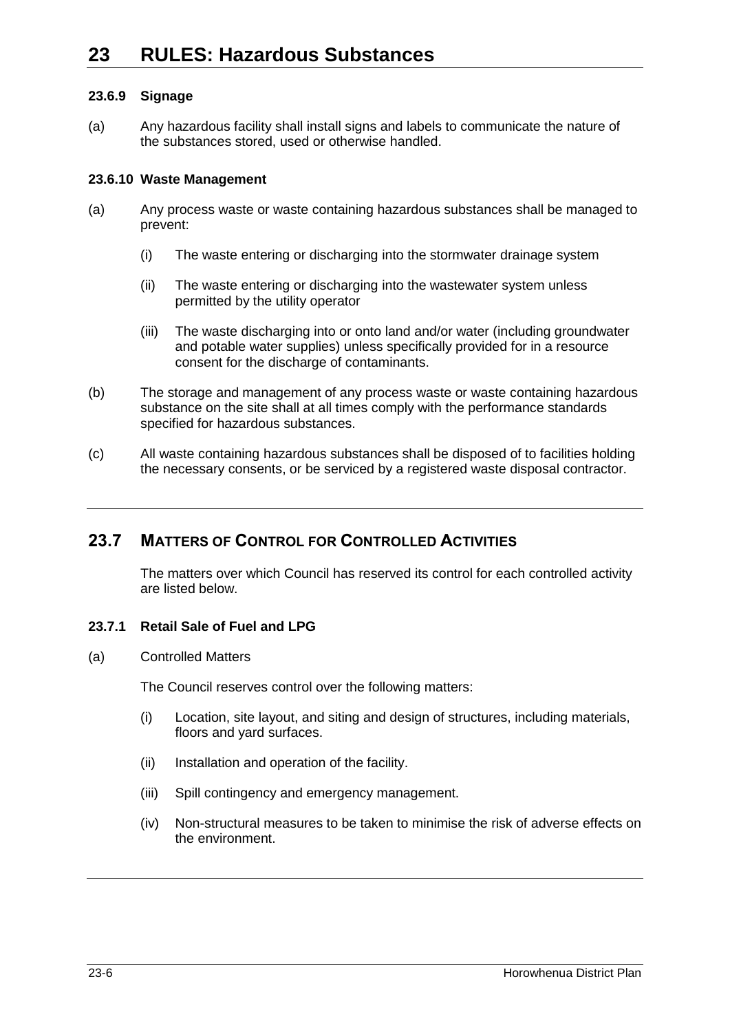#### 23.6.9 Signage

(a) Any hazardous facility shall install signs and labels to communicate the nature of the substances stored, used or otherwise handled.

#### 23.6.10 Waste Management

(a) Any process waste or waste containing hazardous substances shall be managed to prevent:

   (i) The waste entering or discharging into the stormwater drainage system

   (ii) The waste entering or discharging into the wastewater system unless permitted by the utility operator

   (iii) The waste discharging into or onto land and/or water (including groundwater and potable water supplies) unless specifically provided for in a resource consent for the discharge of contaminants.

(b) The storage and management of any process waste or waste containing hazardous substance on the site shall at all times comply with the performance standards specified for hazardous substances.

(c) All waste containing hazardous substances shall be disposed of to facilities holding the necessary consents, or be serviced by a registered waste disposal contractor.

## 23.7 MATTERS OF CONTROL FOR CONTROLLED ACTIVITIES

The matters over which Council has reserved its control for each controlled activity are listed below.

#### 23.7.1 Retail Sale of Fuel and LPG

(a) Controlled Matters

The Council reserves control over the following matters:

   (i) Location, site layout, and siting and design of structures, including materials, floors and yard surfaces.

   (ii) Installation and operation of the facility.

   (iii) Spill contingency and emergency management.

   (iv) Non-structural measures to be taken to minimise the risk of adverse effects on the environment.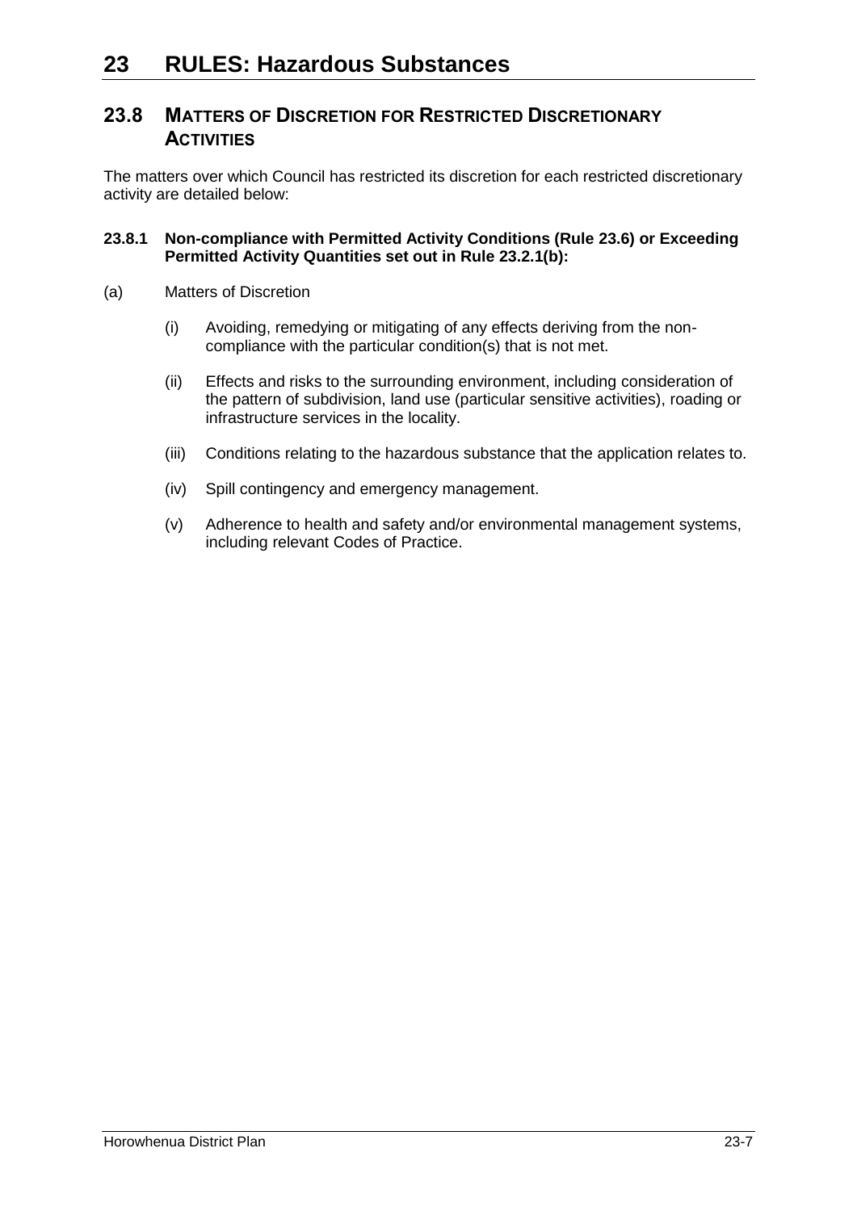# 23 RULES: Hazardous Substances

## 23.8 MATTERS OF DISCRETION FOR RESTRICTED DISCRETIONARY ACTIVITIES

The matters over which Council has restricted its discretion for each restricted discretionary activity are detailed below:

### 23.8.1 Non-compliance with Permitted Activity Conditions (Rule 23.6) or Exceeding Permitted Activity Quantities set out in Rule 23.2.1(b):

(a) Matters of Discretion

(i) Avoiding, remedying or mitigating of any effects deriving from the non-compliance with the particular condition(s) that is not met.

(ii) Effects and risks to the surrounding environment, including consideration of the pattern of subdivision, land use (particular sensitive activities), roading or infrastructure services in the locality.

(iii) Conditions relating to the hazardous substance that the application relates to.

(iv) Spill contingency and emergency management.

(v) Adherence to health and safety and/or environmental management systems, including relevant Codes of Practice.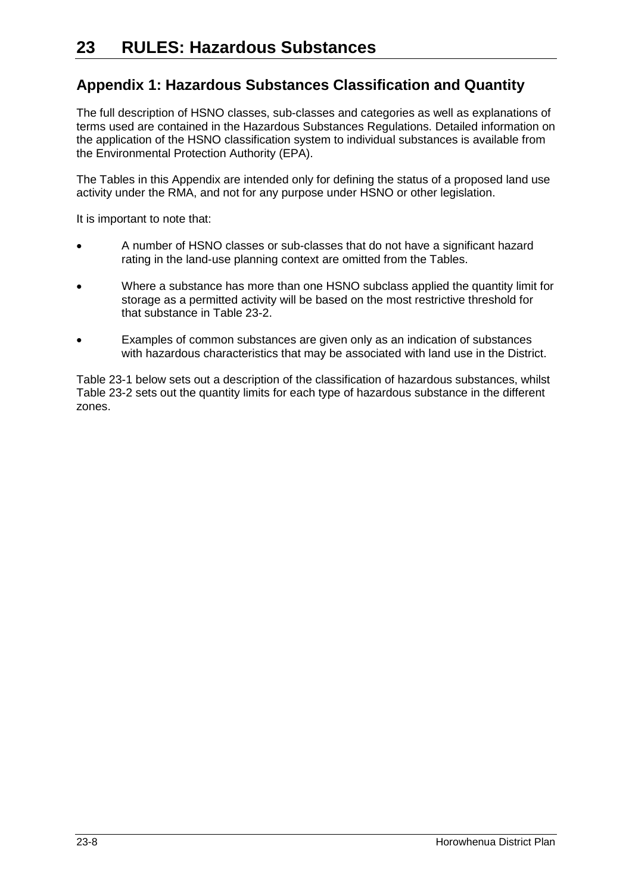# 23 RULES: Hazardous Substances

## Appendix 1: Hazardous Substances Classification and Quantity

The full description of HSNO classes, sub-classes and categories as well as explanations of terms used are contained in the Hazardous Substances Regulations. Detailed information on the application of the HSNO classification system to individual substances is available from the Environmental Protection Authority (EPA).

The Tables in this Appendix are intended only for defining the status of a proposed land use activity under the RMA, and not for any purpose under HSNO or other legislation.

It is important to note that:

- A number of HSNO classes or sub-classes that do not have a significant hazard rating in the land-use planning context are omitted from the Tables.
- Where a substance has more than one HSNO subclass applied the quantity limit for storage as a permitted activity will be based on the most restrictive threshold for that substance in Table 23-2.
- Examples of common substances are given only as an indication of substances with hazardous characteristics that may be associated with land use in the District.

Table 23-1 below sets out a description of the classification of hazardous substances, whilst Table 23-2 sets out the quantity limits for each type of hazardous substance in the different zones.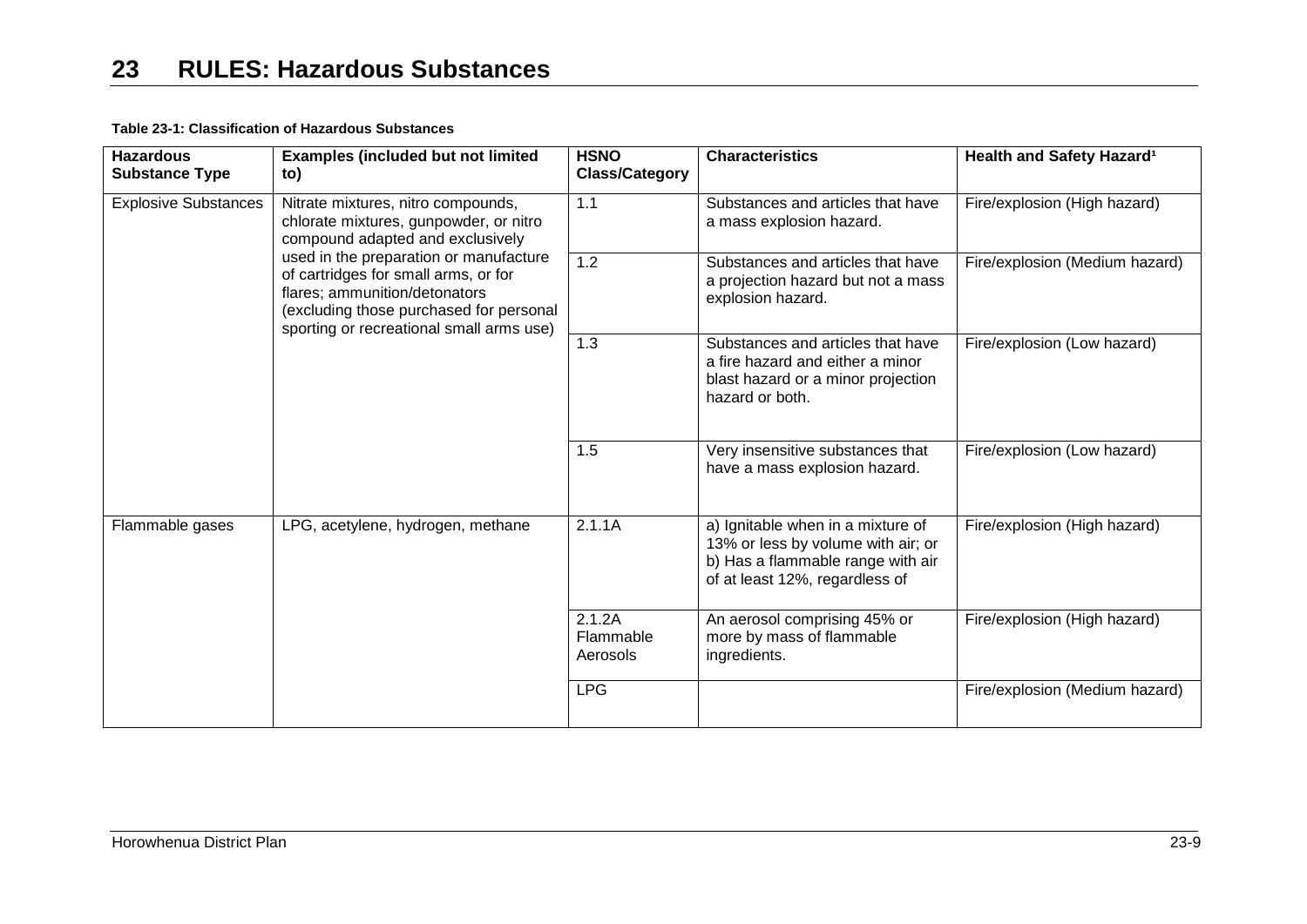# 23 RULES: Hazardous Substances

**Table 23-1: Classification of Hazardous Substances**

| Hazardous Substance Type | Examples (included but not limited to) | HSNO Class/Category | Characteristics | Health and Safety Hazard[1] |
|---|---|---|---|---|
| Explosive Substances | Nitrate mixtures, nitro compounds, chlorate mixtures, gunpowder, or nitro compound adapted and exclusively used in the preparation or manufacture of cartridges for small arms, or for flares; ammunition/detonators (excluding those purchased for personal sporting or recreational small arms use) | 1.1 | Substances and articles that have a mass explosion hazard. | Fire/explosion (High hazard) |
| | | 1.2 | Substances and articles that have a projection hazard but not a mass explosion hazard. | Fire/explosion (Medium hazard) |
| | | 1.3 | Substances and articles that have a fire hazard and either a minor blast hazard or a minor projection hazard or both. | Fire/explosion (Low hazard) |
| | | 1.5 | Very insensitive substances that have a mass explosion hazard. | Fire/explosion (Low hazard) |
| Flammable gases | LPG, acetylene, hydrogen, methane | 2.1.1A | a) Ignitable when in a mixture of 13% or less by volume with air; or b) Has a flammable range with air of at least 12%, regardless of | Fire/explosion (High hazard) |
| | | 2.1.2A Flammable Aerosols | An aerosol comprising 45% or more by mass of flammable ingredients. | Fire/explosion (High hazard) |
| | | LPG | | Fire/explosion (Medium hazard) |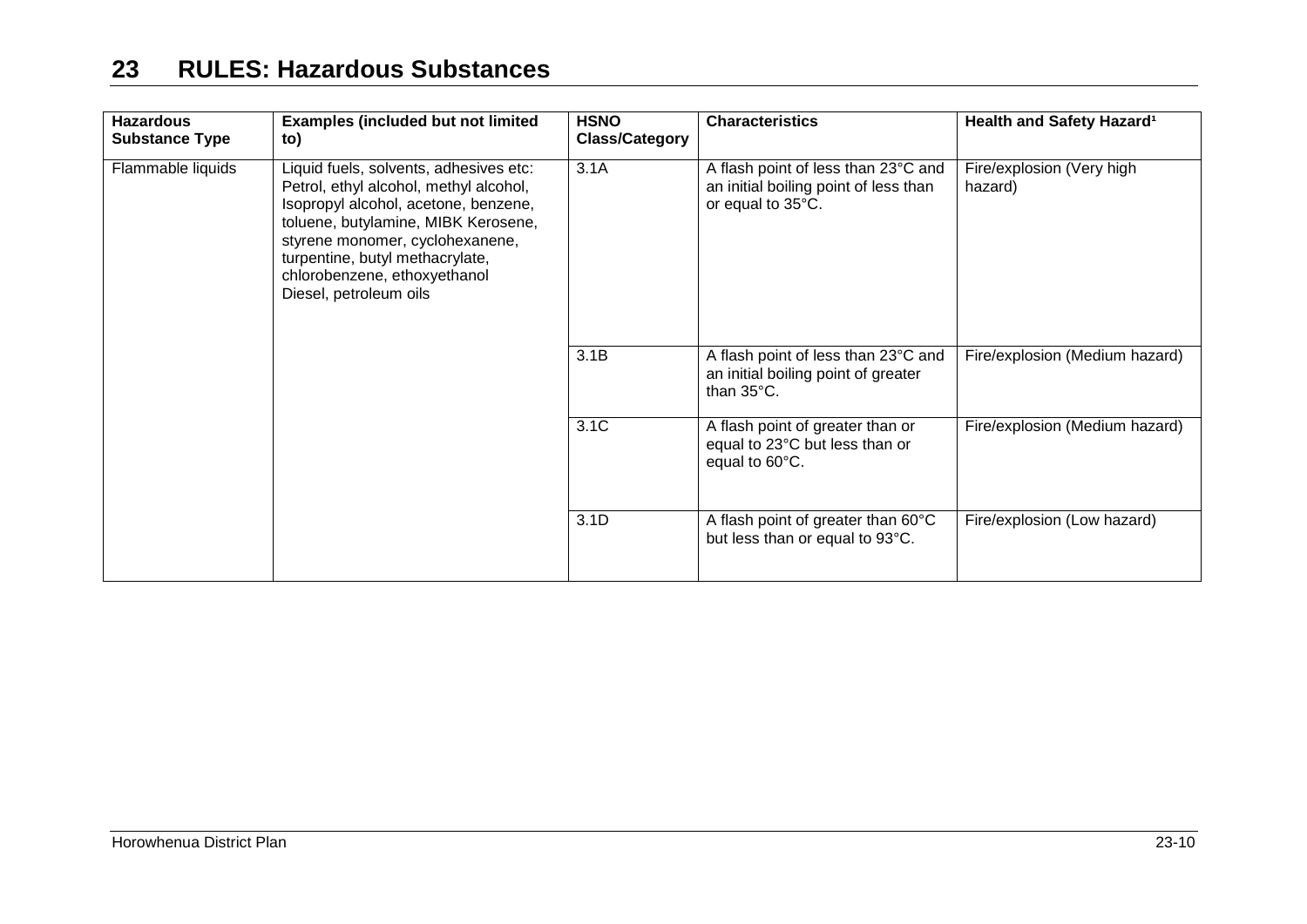# 23 RULES: Hazardous Substances

| Hazardous Substance Type | Examples (included but not limited to) | HSNO Class/Category | Characteristics | Health and Safety Hazard[1] |
|---|---|---|---|---|
| Flammable liquids | Liquid fuels, solvents, adhesives etc: Petrol, ethyl alcohol, methyl alcohol, Isopropyl alcohol, acetone, benzene, toluene, butylamine, MIBK Kerosene, styrene monomer, cyclohexanene, turpentine, butyl methacrylate, chlorobenzene, ethoxyethanol Diesel, petroleum oils | 3.1A | A flash point of less than 23°C and an initial boiling point of less than or equal to 35°C. | Fire/explosion (Very high hazard) |
| | | 3.1B | A flash point of less than 23°C and an initial boiling point of greater than 35°C. | Fire/explosion (Medium hazard) |
| | | 3.1C | A flash point of greater than or equal to 23°C but less than or equal to 60°C. | Fire/explosion (Medium hazard) |
| | | 3.1D | A flash point of greater than 60°C but less than or equal to 93°C. | Fire/explosion (Low hazard) |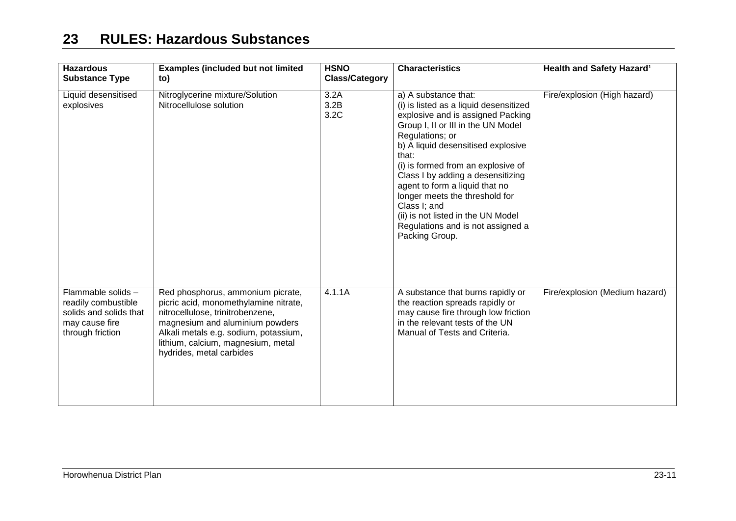# 23 RULES: Hazardous Substances

| Hazardous Substance Type | Examples (included but not limited to) | HSNO Class/Category | Characteristics | Health and Safety Hazard[1] |
|---|---|---|---|---|
| Liquid desensitised explosives | Nitroglycerine mixture/Solution<br>Nitrocellulose solution | 3.2A<br>3.2B<br>3.2C | a) A substance that:<br>(i) is listed as a liquid desensitized explosive and is assigned Packing Group I, II or III in the UN Model Regulations; or<br>b) A liquid desensitised explosive that:<br>(i) is formed from an explosive of Class I by adding a desensitizing agent to form a liquid that no longer meets the threshold for Class I; and<br>(ii) is not listed in the UN Model Regulations and is not assigned a Packing Group. | Fire/explosion (High hazard) |
| Flammable solids – readily combustible solids and solids that may cause fire through friction | Red phosphorus, ammonium picrate, picric acid, monomethylamine nitrate, nitrocellulose, trinitrobenzene, magnesium and aluminium powders<br>Alkali metals e.g. sodium, potassium, lithium, calcium, magnesium, metal hydrides, metal carbides | 4.1.1A | A substance that burns rapidly or the reaction spreads rapidly or may cause fire through low friction in the relevant tests of the UN Manual of Tests and Criteria. | Fire/explosion (Medium hazard) |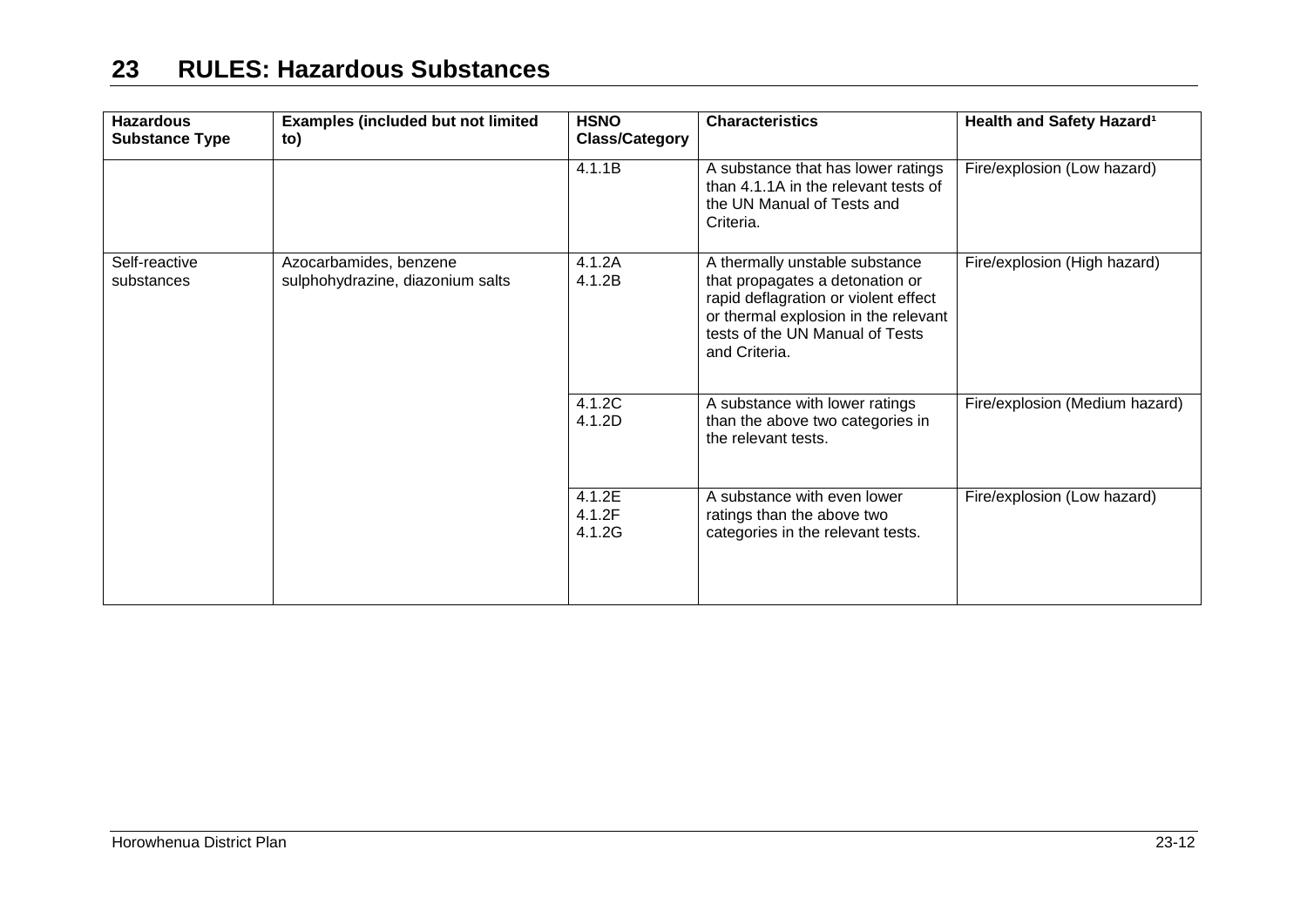# 23 RULES: Hazardous Substances

| Hazardous Substance Type | Examples (included but not limited to) | HSNO Class/Category | Characteristics | Health and Safety Hazard[1] |
|---|---|---|---|---|
| | | 4.1.1B | A substance that has lower ratings than 4.1.1A in the relevant tests of the UN Manual of Tests and Criteria. | Fire/explosion (Low hazard) |
| Self-reactive substances | Azocarbamides, benzene sulphohydrazine, diazonium salts | 4.1.2A<br>4.1.2B | A thermally unstable substance that propagates a detonation or rapid deflagration or violent effect or thermal explosion in the relevant tests of the UN Manual of Tests and Criteria. | Fire/explosion (High hazard) |
| | | 4.1.2C<br>4.1.2D | A substance with lower ratings than the above two categories in the relevant tests. | Fire/explosion (Medium hazard) |
| | | 4.1.2E<br>4.1.2F<br>4.1.2G | A substance with even lower ratings than the above two categories in the relevant tests. | Fire/explosion (Low hazard) |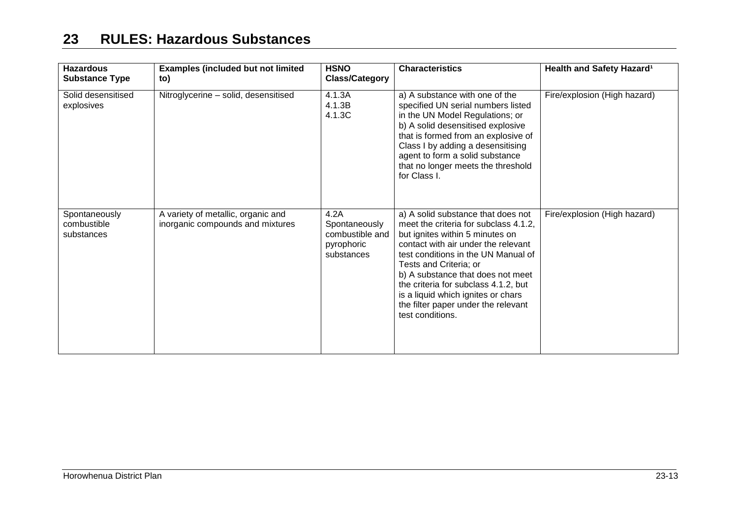# 23 RULES: Hazardous Substances

| Hazardous Substance Type | Examples (included but not limited to) | HSNO Class/Category | Characteristics | Health and Safety Hazard[1] |
|---|---|---|---|---|
| Solid desensitised explosives | Nitroglycerine – solid, desensitised | 4.1.3A<br>4.1.3B<br>4.1.3C | a) A substance with one of the specified UN serial numbers listed in the UN Model Regulations; or<br>b) A solid desensitised explosive that is formed from an explosive of Class I by adding a desensitising agent to form a solid substance that no longer meets the threshold for Class I. | Fire/explosion (High hazard) |
| Spontaneously combustible substances | A variety of metallic, organic and inorganic compounds and mixtures | 4.2A Spontaneously combustible and pyrophoric substances | a) A solid substance that does not meet the criteria for subclass 4.1.2, but ignites within 5 minutes on contact with air under the relevant test conditions in the UN Manual of Tests and Criteria; or<br>b) A substance that does not meet the criteria for subclass 4.1.2, but is a liquid which ignites or chars the filter paper under the relevant test conditions. | Fire/explosion (High hazard) |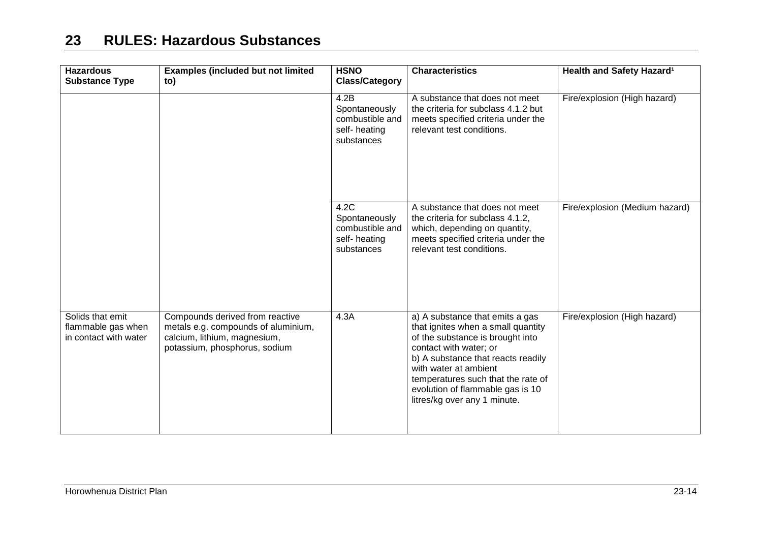# 23 RULES: Hazardous Substances

| Hazardous Substance Type | Examples (included but not limited to) | HSNO Class/Category | Characteristics | Health and Safety Hazard[1] |
|---|---|---|---|---|
| | | 4.2B Spontaneously combustible and self- heating substances | A substance that does not meet the criteria for subclass 4.1.2 but meets specified criteria under the relevant test conditions. | Fire/explosion (High hazard) |
| | | 4.2C Spontaneously combustible and self- heating substances | A substance that does not meet the criteria for subclass 4.1.2, which, depending on quantity, meets specified criteria under the relevant test conditions. | Fire/explosion (Medium hazard) |
| Solids that emit flammable gas when in contact with water | Compounds derived from reactive metals e.g. compounds of aluminium, calcium, lithium, magnesium, potassium, phosphorus, sodium | 4.3A | a) A substance that emits a gas that ignites when a small quantity of the substance is brought into contact with water; or<br>b) A substance that reacts readily with water at ambient temperatures such that the rate of evolution of flammable gas is 10 litres/kg over any 1 minute. | Fire/explosion (High hazard) |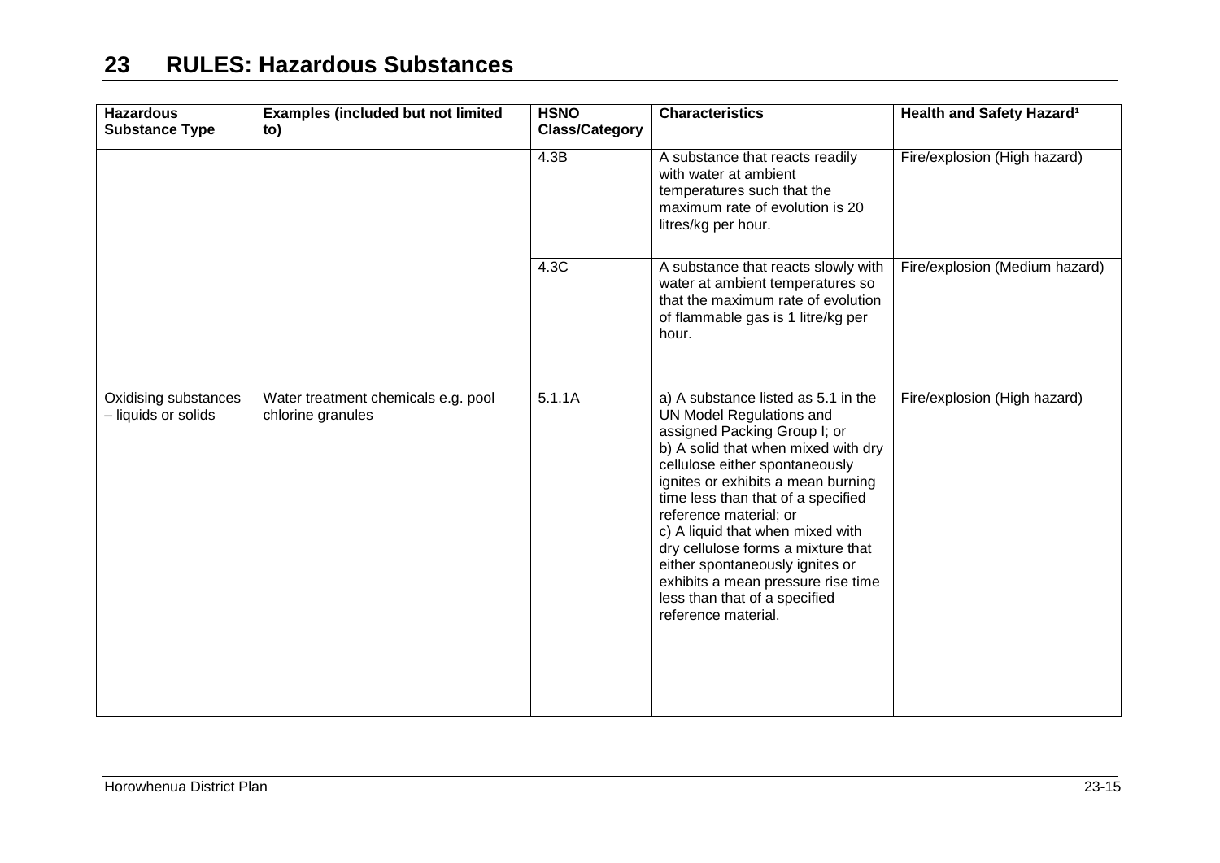# 23 RULES: Hazardous Substances

| Hazardous Substance Type | Examples (included but not limited to) | HSNO Class/Category | Characteristics | Health and Safety Hazard[1] |
|---|---|---|---|---|
| | | 4.3B | A substance that reacts readily with water at ambient temperatures such that the maximum rate of evolution is 20 litres/kg per hour. | Fire/explosion (High hazard) |
| | | 4.3C | A substance that reacts slowly with water at ambient temperatures so that the maximum rate of evolution of flammable gas is 1 litre/kg per hour. | Fire/explosion (Medium hazard) |
| Oxidising substances – liquids or solids | Water treatment chemicals e.g. pool chlorine granules | 5.1.1A | a) A substance listed as 5.1 in the UN Model Regulations and assigned Packing Group I; or<br>b) A solid that when mixed with dry cellulose either spontaneously ignites or exhibits a mean burning time less than that of a specified reference material; or<br>c) A liquid that when mixed with dry cellulose forms a mixture that either spontaneously ignites or exhibits a mean pressure rise time less than that of a specified reference material. | Fire/explosion (High hazard) |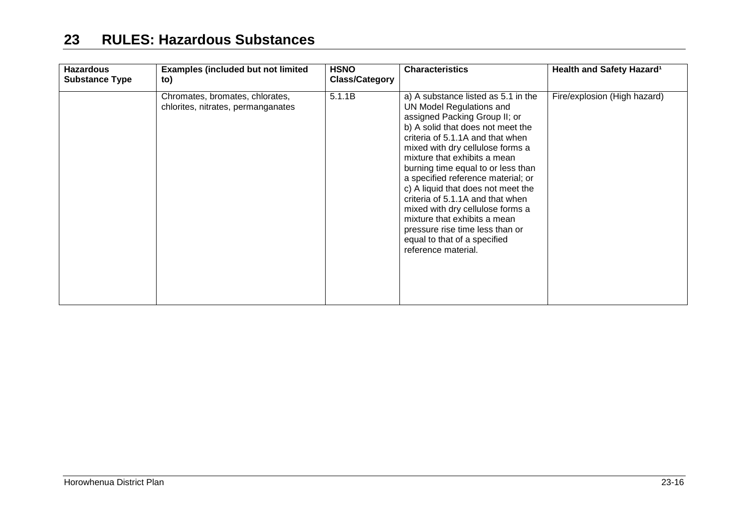# 23 RULES: Hazardous Substances

| Hazardous Substance Type | Examples (included but not limited to) | HSNO Class/Category | Characteristics | Health and Safety Hazard[1] |
|---|---|---|---|---|
| | Chromates, bromates, chlorates, chlorites, nitrates, permanganates | 5.1.1B | a) A substance listed as 5.1 in the UN Model Regulations and assigned Packing Group II; or b) A solid that does not meet the criteria of 5.1.1A and that when mixed with dry cellulose forms a mixture that exhibits a mean burning time equal to or less than a specified reference material; or c) A liquid that does not meet the criteria of 5.1.1A and that when mixed with dry cellulose forms a mixture that exhibits a mean pressure rise time less than or equal to that of a specified reference material. | Fire/explosion (High hazard) |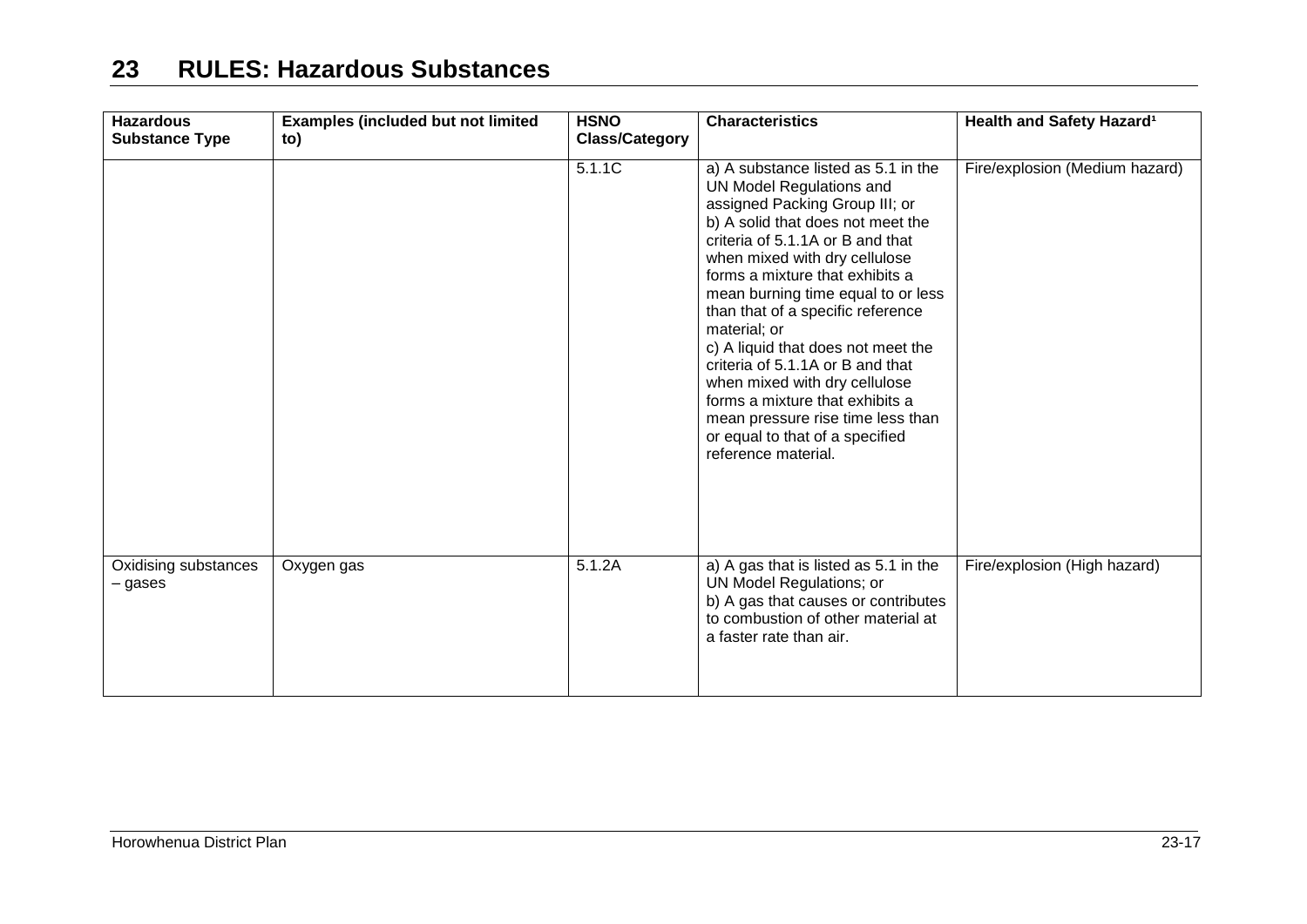# 23 RULES: Hazardous Substances

| Hazardous Substance Type | Examples (included but not limited to) | HSNO Class/Category | Characteristics | Health and Safety Hazard[1] |
|---|---|---|---|---|
| | | 5.1.1C | a) A substance listed as 5.1 in the UN Model Regulations and assigned Packing Group III; or<br>b) A solid that does not meet the criteria of 5.1.1A or B and that when mixed with dry cellulose forms a mixture that exhibits a mean burning time equal to or less than that of a specific reference material; or<br>c) A liquid that does not meet the criteria of 5.1.1A or B and that when mixed with dry cellulose forms a mixture that exhibits a mean pressure rise time less than or equal to that of a specified reference material. | Fire/explosion (Medium hazard) |
| Oxidising substances – gases | Oxygen gas | 5.1.2A | a) A gas that is listed as 5.1 in the UN Model Regulations; or<br>b) A gas that causes or contributes to combustion of other material at a faster rate than air. | Fire/explosion (High hazard) |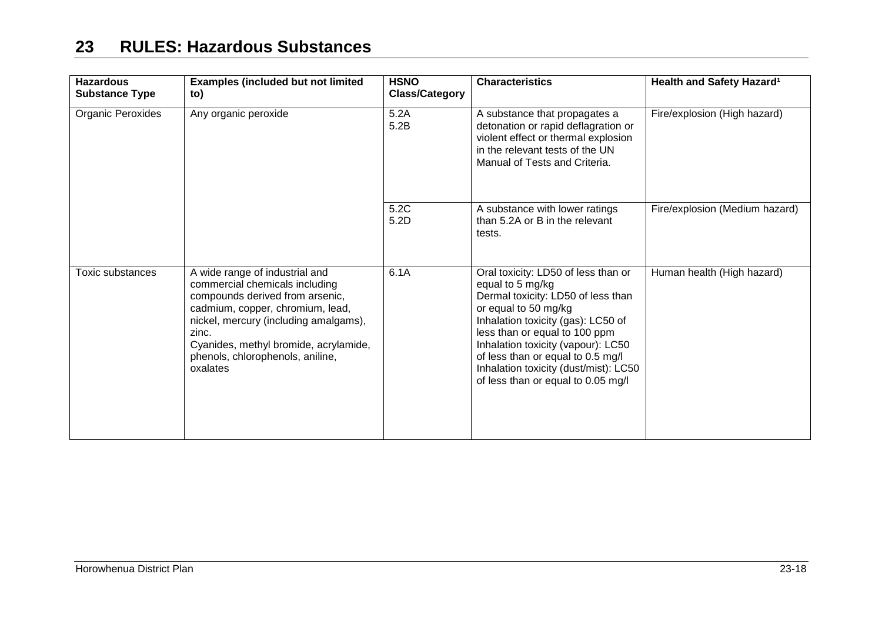# 23 RULES: Hazardous Substances

| Hazardous Substance Type | Examples (included but not limited to) | HSNO Class/Category | Characteristics | Health and Safety Hazard[1] |
|---|---|---|---|---|
| Organic Peroxides | Any organic peroxide | 5.2A<br>5.2B | A substance that propagates a detonation or rapid deflagration or violent effect or thermal explosion in the relevant tests of the UN Manual of Tests and Criteria. | Fire/explosion (High hazard) |
| | | 5.2C<br>5.2D | A substance with lower ratings than 5.2A or B in the relevant tests. | Fire/explosion (Medium hazard) |
| Toxic substances | A wide range of industrial and commercial chemicals including compounds derived from arsenic, cadmium, copper, chromium, lead, nickel, mercury (including amalgams), zinc.<br>Cyanides, methyl bromide, acrylamide, phenols, chlorophenols, aniline, oxalates | 6.1A | Oral toxicity: LD50 of less than or equal to 5 mg/kg<br>Dermal toxicity: LD50 of less than or equal to 50 mg/kg<br>Inhalation toxicity (gas): LC50 of less than or equal to 100 ppm<br>Inhalation toxicity (vapour): LC50 of less than or equal to 0.5 mg/l<br>Inhalation toxicity (dust/mist): LC50 of less than or equal to 0.05 mg/l | Human health (High hazard) |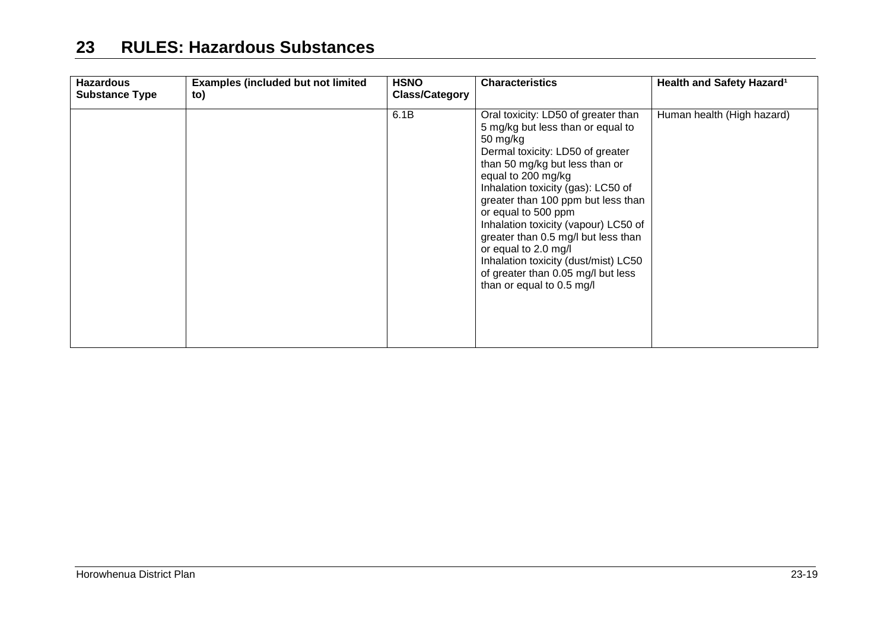# 23 RULES: Hazardous Substances

| Hazardous Substance Type | Examples (included but not limited to) | HSNO Class/Category | Characteristics | Health and Safety Hazard[1] |
|---|---|---|---|---|
| | | 6.1B | Oral toxicity: LD50 of greater than 5 mg/kg but less than or equal to 50 mg/kg<br>Dermal toxicity: LD50 of greater than 50 mg/kg but less than or equal to 200 mg/kg<br>Inhalation toxicity (gas): LC50 of greater than 100 ppm but less than or equal to 500 ppm<br>Inhalation toxicity (vapour) LC50 of greater than 0.5 mg/l but less than or equal to 2.0 mg/l<br>Inhalation toxicity (dust/mist) LC50 of greater than 0.05 mg/l but less than or equal to 0.5 mg/l | Human health (High hazard) |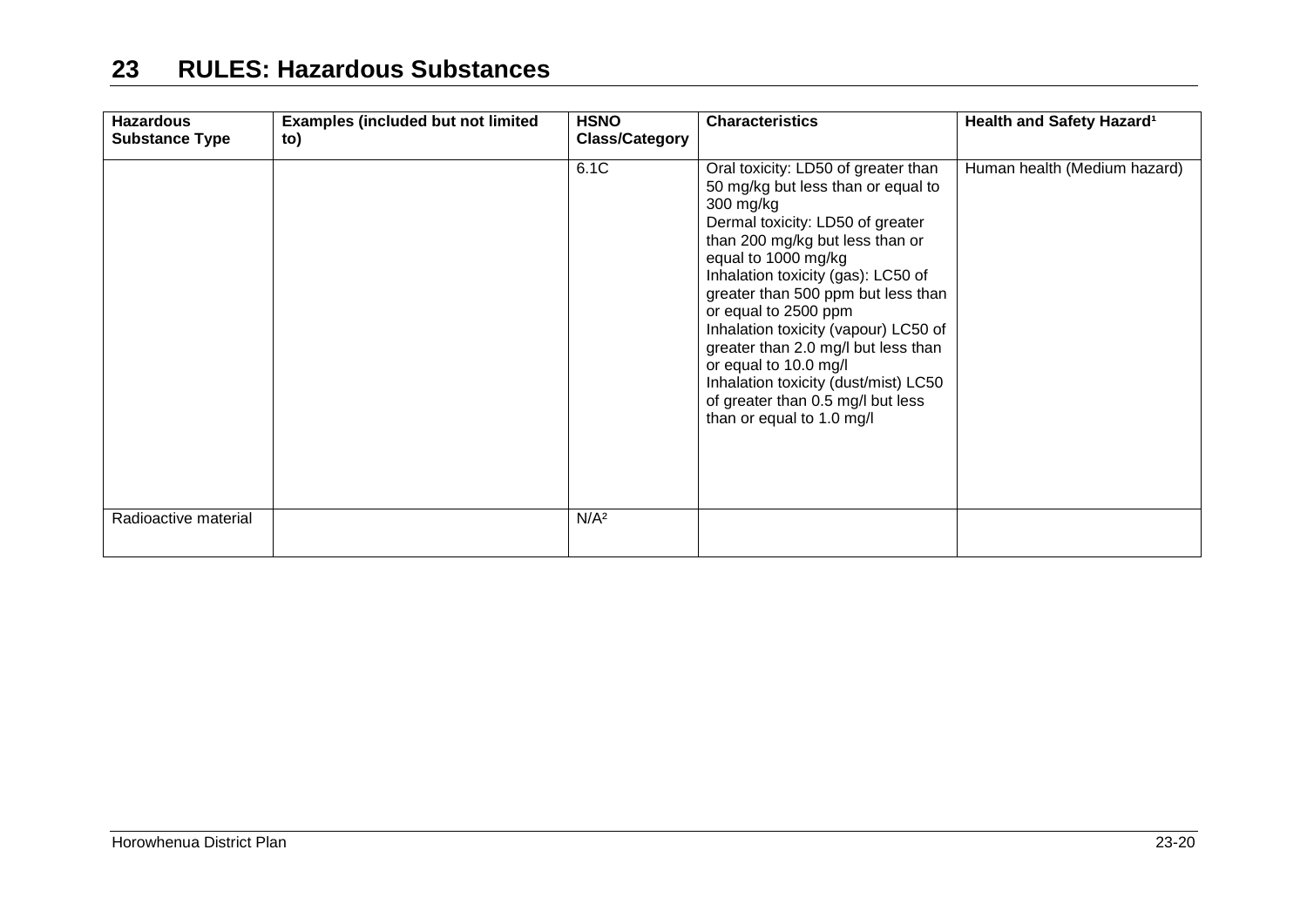# 23 RULES: Hazardous Substances

| Hazardous Substance Type | Examples (included but not limited to) | HSNO Class/Category | Characteristics | Health and Safety Hazard[1] |
|---|---|---|---|---|
| | | 6.1C | Oral toxicity: LD50 of greater than 50 mg/kg but less than or equal to 300 mg/kg<br>Dermal toxicity: LD50 of greater than 200 mg/kg but less than or equal to 1000 mg/kg<br>Inhalation toxicity (gas): LC50 of greater than 500 ppm but less than or equal to 2500 ppm<br>Inhalation toxicity (vapour) LC50 of greater than 2.0 mg/l but less than or equal to 10.0 mg/l<br>Inhalation toxicity (dust/mist) LC50 of greater than 0.5 mg/l but less than or equal to 1.0 mg/l | Human health (Medium hazard) |
| Radioactive material | | N/A[2] | | |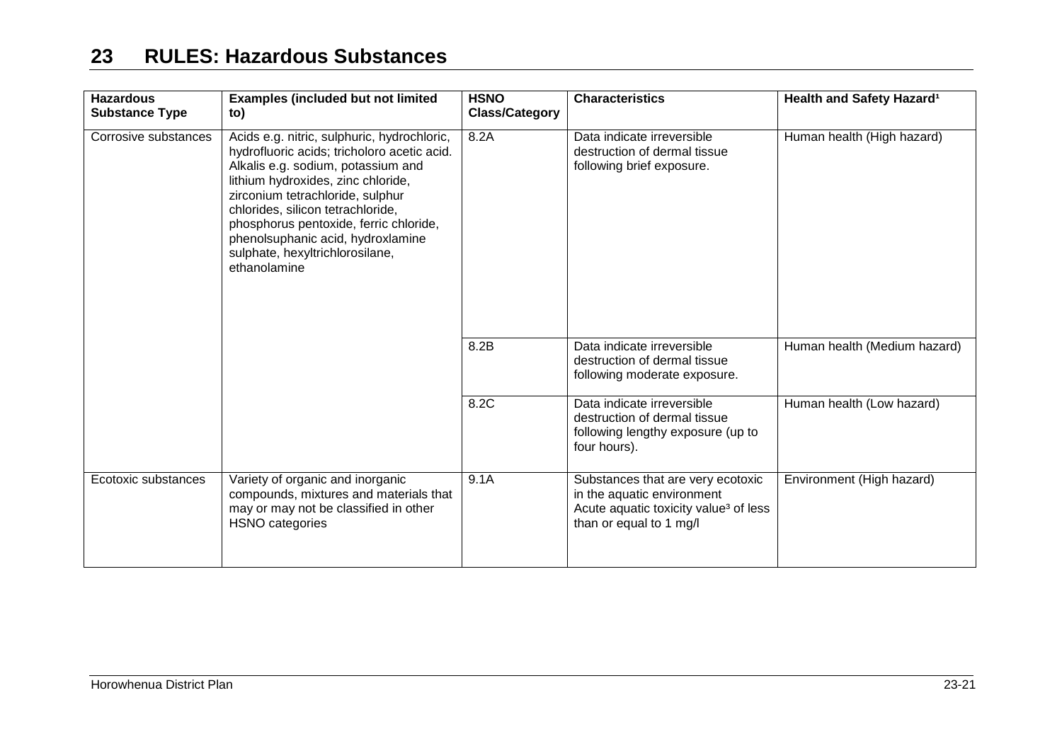# 23 RULES: Hazardous Substances

| Hazardous Substance Type | Examples (included but not limited to) | HSNO Class/Category | Characteristics | Health and Safety Hazard[1] |
|---|---|---|---|---|
| Corrosive substances | Acids e.g. nitric, sulphuric, hydrochloric, hydrofluoric acids; tricholoro acetic acid. Alkalis e.g. sodium, potassium and lithium hydroxides, zinc chloride, zirconium tetrachloride, sulphur chlorides, silicon tetrachloride, phosphorus pentoxide, ferric chloride, phenolsuphanic acid, hydroxlamine sulphate, hexyltrichlorosilane, ethanolamine | 8.2A | Data indicate irreversible destruction of dermal tissue following brief exposure. | Human health (High hazard) |
| | | 8.2B | Data indicate irreversible destruction of dermal tissue following moderate exposure. | Human health (Medium hazard) |
| | | 8.2C | Data indicate irreversible destruction of dermal tissue following lengthy exposure (up to four hours). | Human health (Low hazard) |
| Ecotoxic substances | Variety of organic and inorganic compounds, mixtures and materials that may or may not be classified in other HSNO categories | 9.1A | Substances that are very ecotoxic in the aquatic environment Acute aquatic toxicity value[3] of less than or equal to 1 mg/l | Environment (High hazard) |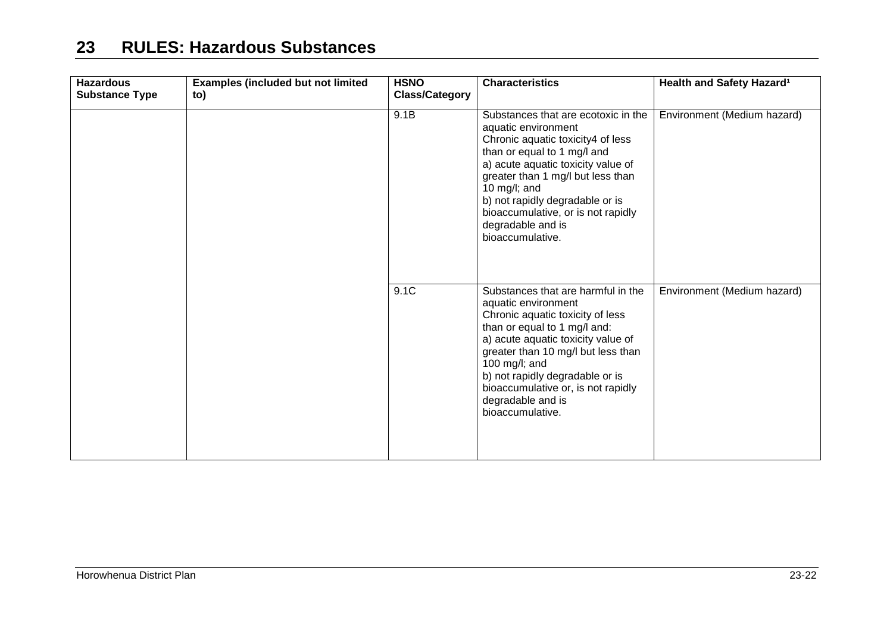# 23 RULES: Hazardous Substances

| Hazardous Substance Type | Examples (included but not limited to) | HSNO Class/Category | Characteristics | Health and Safety Hazard[1] |
|---|---|---|---|---|
| | | 9.1B | Substances that are ecotoxic in the aquatic environment Chronic aquatic toxicity4 of less than or equal to 1 mg/l and a) acute aquatic toxicity value of greater than 1 mg/l but less than 10 mg/l; and b) not rapidly degradable or is bioaccumulative, or is not rapidly degradable and is bioaccumulative. | Environment (Medium hazard) |
| | | 9.1C | Substances that are harmful in the aquatic environment Chronic aquatic toxicity of less than or equal to 1 mg/l and: a) acute aquatic toxicity value of greater than 10 mg/l but less than 100 mg/l; and b) not rapidly degradable or is bioaccumulative or, is not rapidly degradable and is bioaccumulative. | Environment (Medium hazard) |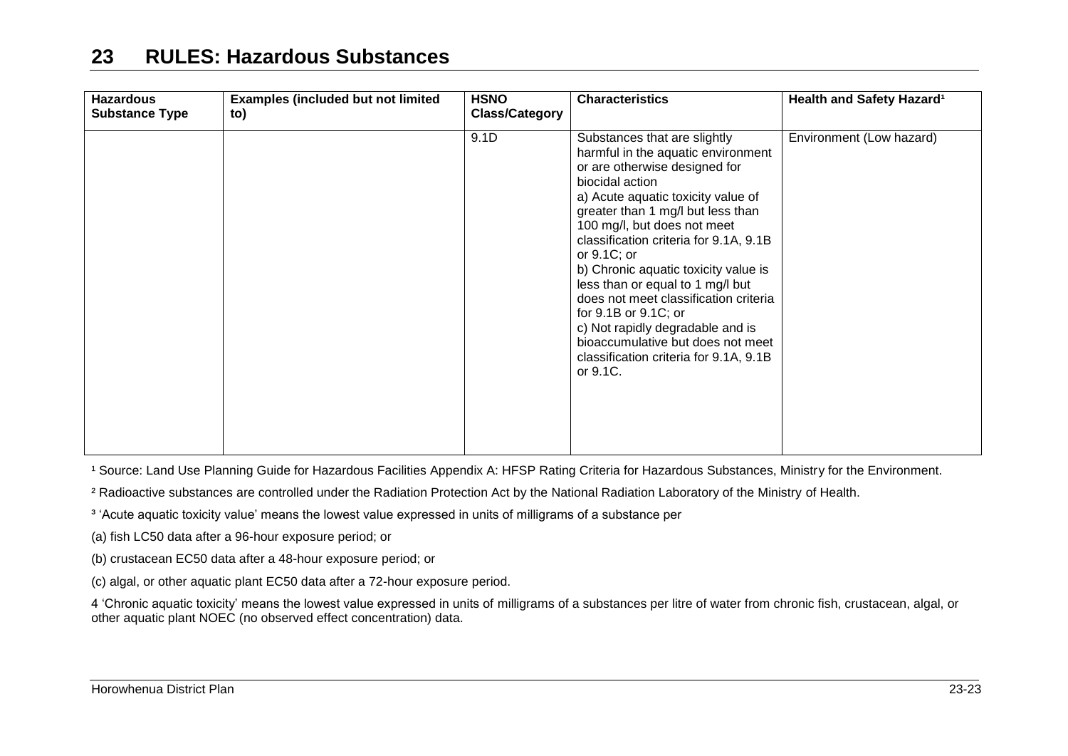# 23 RULES: Hazardous Substances

| Hazardous Substance Type | Examples (included but not limited to) | HSNO Class/Category | Characteristics | Health and Safety Hazard[1] |
|---|---|---|---|---|
| | | 9.1D | Substances that are slightly harmful in the aquatic environment or are otherwise designed for biocidal action<br>a) Acute aquatic toxicity value of greater than 1 mg/l but less than 100 mg/l, but does not meet classification criteria for 9.1A, 9.1B or 9.1C; or<br>b) Chronic aquatic toxicity value is less than or equal to 1 mg/l but does not meet classification criteria for 9.1B or 9.1C; or<br>c) Not rapidly degradable and is bioaccumulative but does not meet classification criteria for 9.1A, 9.1B or 9.1C. | Environment (Low hazard) |

[1] Source: Land Use Planning Guide for Hazardous Facilities Appendix A: HFSP Rating Criteria for Hazardous Substances, Ministry for the Environment.

[2] Radioactive substances are controlled under the Radiation Protection Act by the National Radiation Laboratory of the Ministry of Health.

[3] 'Acute aquatic toxicity value' means the lowest value expressed in units of milligrams of a substance per

(a) fish LC50 data after a 96-hour exposure period; or

(b) crustacean EC50 data after a 48-hour exposure period; or

(c) algal, or other aquatic plant EC50 data after a 72-hour exposure period.

4 'Chronic aquatic toxicity' means the lowest value expressed in units of milligrams of a substances per litre of water from chronic fish, crustacean, algal, or other aquatic plant NOEC (no observed effect concentration) data.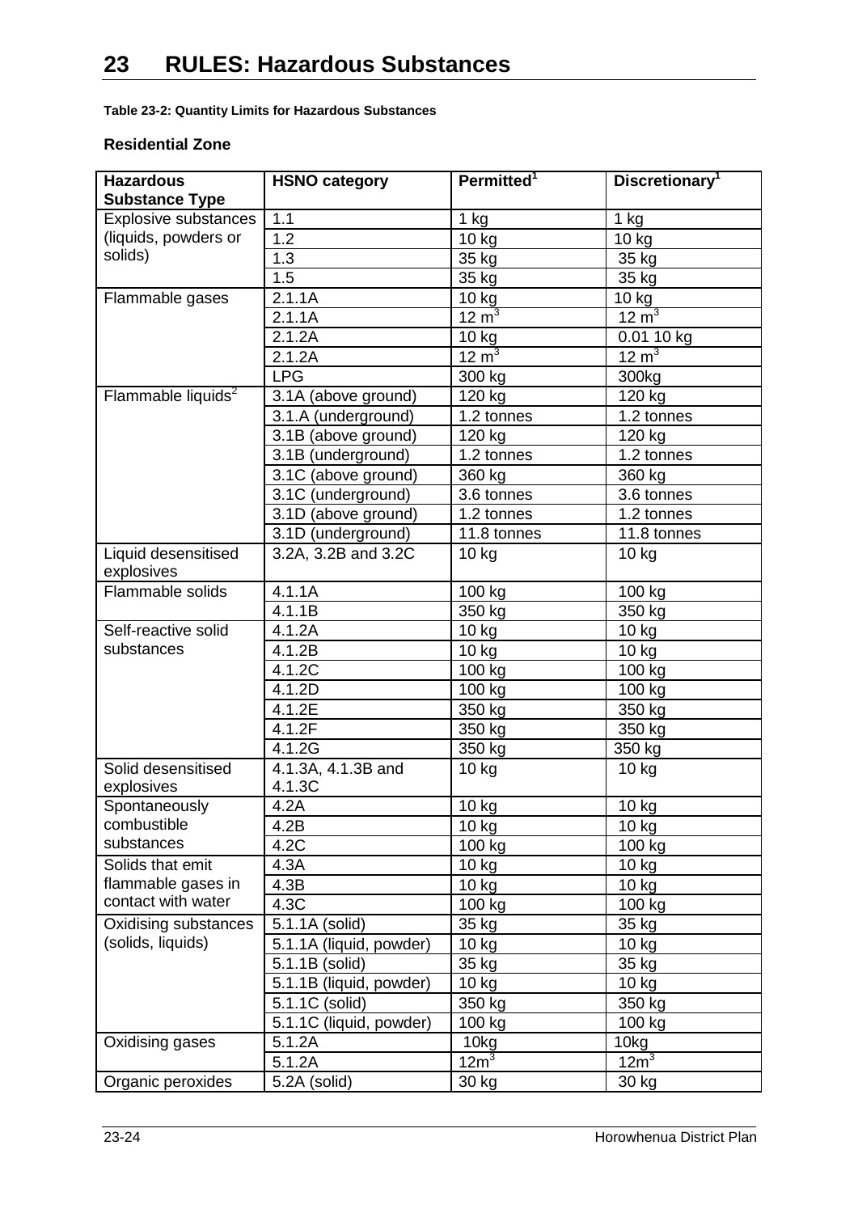# 23 RULES: Hazardous Substances

**Table 23-2: Quantity Limits for Hazardous Substances**

**Residential Zone**

| Hazardous Substance Type | HSNO category | Permitted[1] | Discretionary[1] |
|---|---|---|---|
| Explosive substances (liquids, powders or solids) | 1.1 | 1 kg | 1 kg |
| | 1.2 | 10 kg | 10 kg |
| | 1.3 | 35 kg | 35 kg |
| | 1.5 | 35 kg | 35 kg |
| Flammable gases | 2.1.1A | 10 kg | 10 kg |
| | 2.1.1A | 12 $m^3$ | 12 $m^3$ |
| | 2.1.2A | 10 kg | 0.01 10 kg |
| | 2.1.2A | 12 $m^3$ | 12 $m^3$ |
| | LPG | 300 kg | 300kg |
| Flammable liquids[2] | 3.1A (above ground) | 120 kg | 120 kg |
| | 3.1.A (underground) | 1.2 tonnes | 1.2 tonnes |
| | 3.1B (above ground) | 120 kg | 120 kg |
| | 3.1B (underground) | 1.2 tonnes | 1.2 tonnes |
| | 3.1C (above ground) | 360 kg | 360 kg |
| | 3.1C (underground) | 3.6 tonnes | 3.6 tonnes |
| | 3.1D (above ground) | 1.2 tonnes | 1.2 tonnes |
| | 3.1D (underground) | 11.8 tonnes | 11.8 tonnes |
| Liquid desensitised explosives | 3.2A, 3.2B and 3.2C | 10 kg | 10 kg |
| Flammable solids | 4.1.1A | 100 kg | 100 kg |
| | 4.1.1B | 350 kg | 350 kg |
| Self-reactive solid substances | 4.1.2A | 10 kg | 10 kg |
| | 4.1.2B | 10 kg | 10 kg |
| | 4.1.2C | 100 kg | 100 kg |
| | 4.1.2D | 100 kg | 100 kg |
| | 4.1.2E | 350 kg | 350 kg |
| | 4.1.2F | 350 kg | 350 kg |
| | 4.1.2G | 350 kg | 350 kg |
| Solid desensitised explosives | 4.1.3A, 4.1.3B and 4.1.3C | 10 kg | 10 kg |
| Spontaneously combustible substances | 4.2A | 10 kg | 10 kg |
| | 4.2B | 10 kg | 10 kg |
| | 4.2C | 100 kg | 100 kg |
| Solids that emit flammable gases in contact with water | 4.3A | 10 kg | 10 kg |
| | 4.3B | 10 kg | 10 kg |
| | 4.3C | 100 kg | 100 kg |
| Oxidising substances (solids, liquids) | 5.1.1A (solid) | 35 kg | 35 kg |
| | 5.1.1A (liquid, powder) | 10 kg | 10 kg |
| | 5.1.1B (solid) | 35 kg | 35 kg |
| | 5.1.1B (liquid, powder) | 10 kg | 10 kg |
| | 5.1.1C (solid) | 350 kg | 350 kg |
| | 5.1.1C (liquid, powder) | 100 kg | 100 kg |
| Oxidising gases | 5.1.2A | 10kg | 10kg |
| | 5.1.2A | 12$m^3$ | 12$m^3$ |
| Organic peroxides | 5.2A (solid) | 30 kg | 30 kg |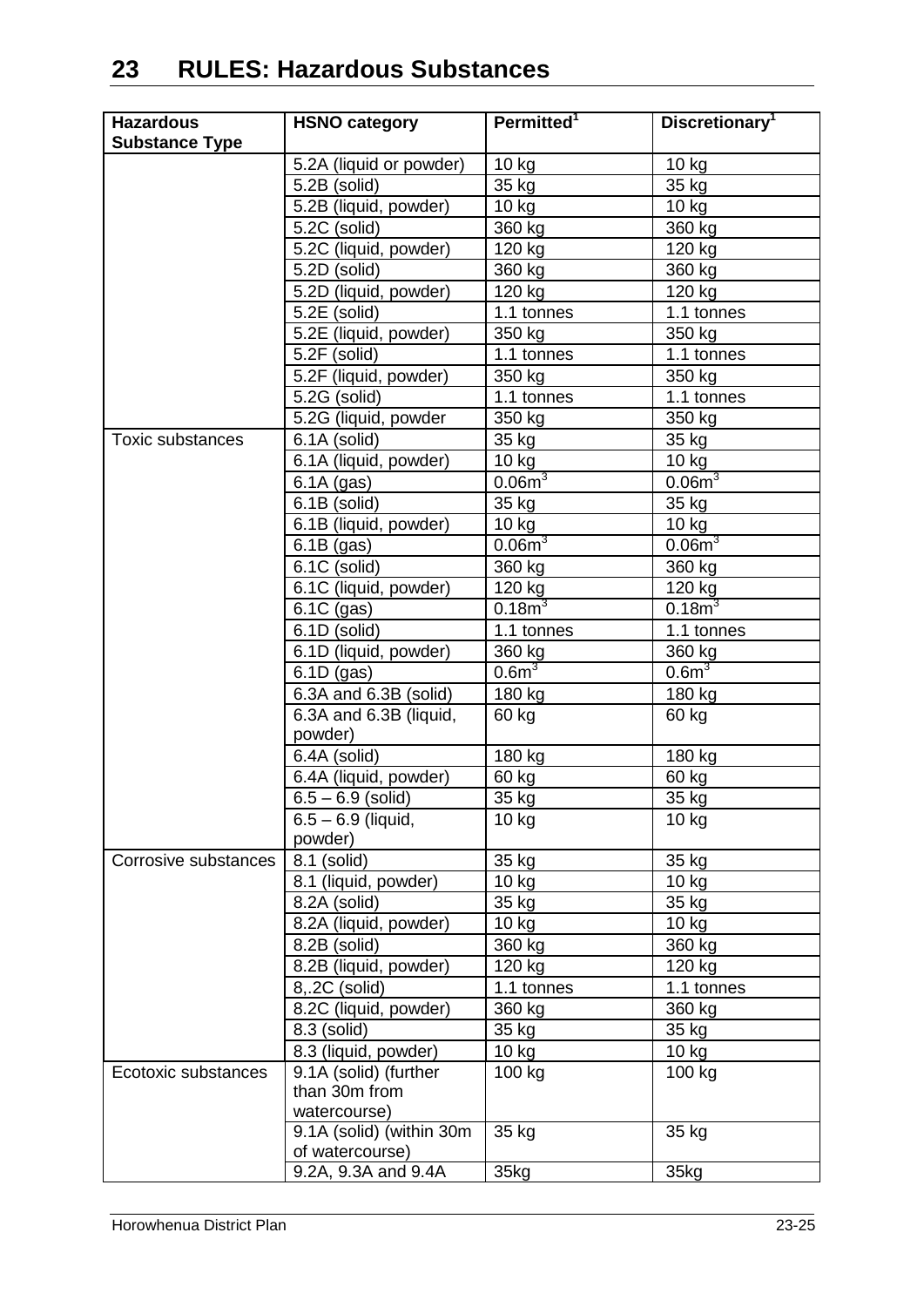# 23 RULES: Hazardous Substances

| Hazardous Substance Type | HSNO category | Permitted[1] | Discretionary[1] |
|---|---|---|---|
| | 5.2A (liquid or powder) | 10 kg | 10 kg |
| | 5.2B (solid) | 35 kg | 35 kg |
| | 5.2B (liquid, powder) | 10 kg | 10 kg |
| | 5.2C (solid) | 360 kg | 360 kg |
| | 5.2C (liquid, powder) | 120 kg | 120 kg |
| | 5.2D (solid) | 360 kg | 360 kg |
| | 5.2D (liquid, powder) | 120 kg | 120 kg |
| | 5.2E (solid) | 1.1 tonnes | 1.1 tonnes |
| | 5.2E (liquid, powder) | 350 kg | 350 kg |
| | 5.2F (solid) | 1.1 tonnes | 1.1 tonnes |
| | 5.2F (liquid, powder) | 350 kg | 350 kg |
| | 5.2G (solid) | 1.1 tonnes | 1.1 tonnes |
| | 5.2G (liquid, powder | 350 kg | 350 kg |
| Toxic substances | 6.1A (solid) | 35 kg | 35 kg |
| | 6.1A (liquid, powder) | 10 kg | 10 kg |
| | 6.1A (gas) | $0.06m^3$ | $0.06m^3$ |
| | 6.1B (solid) | 35 kg | 35 kg |
| | 6.1B (liquid, powder) | 10 kg | 10 kg |
| | 6.1B (gas) | $0.06m^3$ | $0.06m^3$ |
| | 6.1C (solid) | 360 kg | 360 kg |
| | 6.1C (liquid, powder) | 120 kg | 120 kg |
| | 6.1C (gas) | $0.18m^3$ | $0.18m^3$ |
| | 6.1D (solid) | 1.1 tonnes | 1.1 tonnes |
| | 6.1D (liquid, powder) | 360 kg | 360 kg |
| | 6.1D (gas) | $0.6m^3$ | $0.6m^3$ |
| | 6.3A and 6.3B (solid) | 180 kg | 180 kg |
| | 6.3A and 6.3B (liquid, powder) | 60 kg | 60 kg |
| | 6.4A (solid) | 180 kg | 180 kg |
| | 6.4A (liquid, powder) | 60 kg | 60 kg |
| | 6.5 – 6.9 (solid) | 35 kg | 35 kg |
| | 6.5 – 6.9 (liquid, powder) | 10 kg | 10 kg |
| Corrosive substances | 8.1 (solid) | 35 kg | 35 kg |
| | 8.1 (liquid, powder) | 10 kg | 10 kg |
| | 8.2A (solid) | 35 kg | 35 kg |
| | 8.2A (liquid, powder) | 10 kg | 10 kg |
| | 8.2B (solid) | 360 kg | 360 kg |
| | 8.2B (liquid, powder) | 120 kg | 120 kg |
| | 8,.2C (solid) | 1.1 tonnes | 1.1 tonnes |
| | 8.2C (liquid, powder) | 360 kg | 360 kg |
| | 8.3 (solid) | 35 kg | 35 kg |
| | 8.3 (liquid, powder) | 10 kg | 10 kg |
| Ecotoxic substances | 9.1A (solid) (further than 30m from watercourse) | 100 kg | 100 kg |
| | 9.1A (solid) (within 30m of watercourse) | 35 kg | 35 kg |
| | 9.2A, 9.3A and 9.4A | 35kg | 35kg |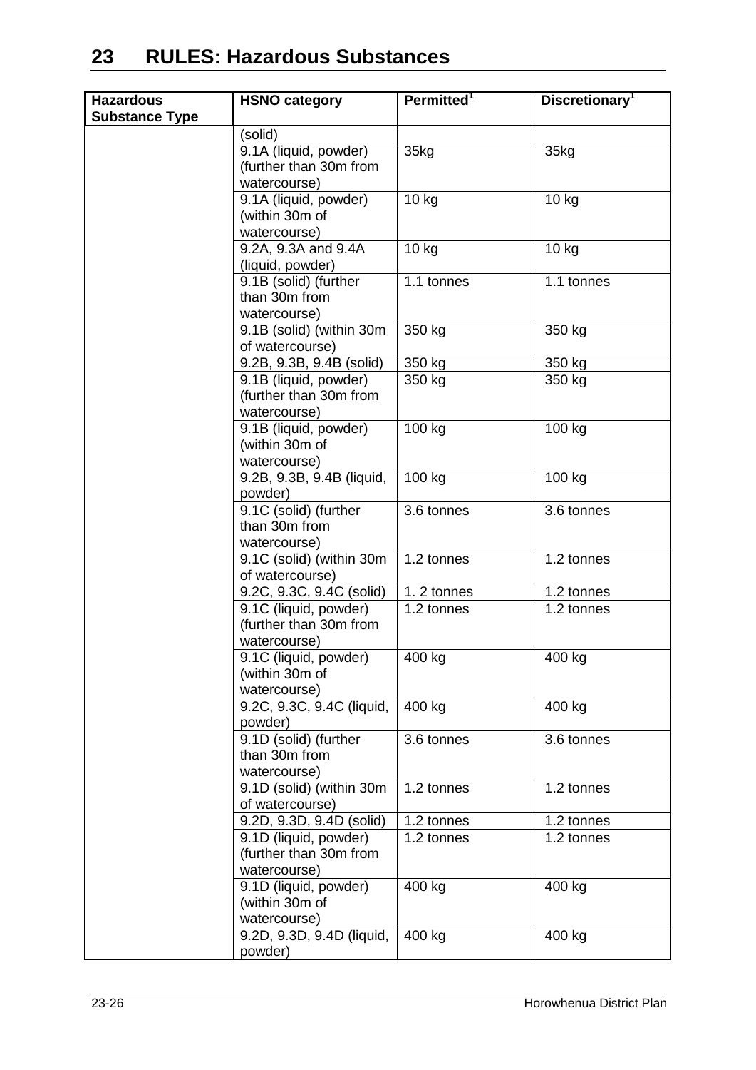# 23 RULES: Hazardous Substances

| Hazardous Substance Type | HSNO category | Permitted[1] | Discretionary[1] |
|---|---|---|---|
| | (solid) | | |
| | 9.1A (liquid, powder) (further than 30m from watercourse) | 35kg | 35kg |
| | 9.1A (liquid, powder) (within 30m of watercourse) | 10 kg | 10 kg |
| | 9.2A, 9.3A and 9.4A (liquid, powder) | 10 kg | 10 kg |
| | 9.1B (solid) (further than 30m from watercourse) | 1.1 tonnes | 1.1 tonnes |
| | 9.1B (solid) (within 30m of watercourse) | 350 kg | 350 kg |
| | 9.2B, 9.3B, 9.4B (solid) | 350 kg | 350 kg |
| | 9.1B (liquid, powder) (further than 30m from watercourse) | 350 kg | 350 kg |
| | 9.1B (liquid, powder) (within 30m of watercourse) | 100 kg | 100 kg |
| | 9.2B, 9.3B, 9.4B (liquid, powder) | 100 kg | 100 kg |
| | 9.1C (solid) (further than 30m from watercourse) | 3.6 tonnes | 3.6 tonnes |
| | 9.1C (solid) (within 30m of watercourse) | 1.2 tonnes | 1.2 tonnes |
| | 9.2C, 9.3C, 9.4C (solid) | 1. 2 tonnes | 1.2 tonnes |
| | 9.1C (liquid, powder) (further than 30m from watercourse) | 1.2 tonnes | 1.2 tonnes |
| | 9.1C (liquid, powder) (within 30m of watercourse) | 400 kg | 400 kg |
| | 9.2C, 9.3C, 9.4C (liquid, powder) | 400 kg | 400 kg |
| | 9.1D (solid) (further than 30m from watercourse) | 3.6 tonnes | 3.6 tonnes |
| | 9.1D (solid) (within 30m of watercourse) | 1.2 tonnes | 1.2 tonnes |
| | 9.2D, 9.3D, 9.4D (solid) | 1.2 tonnes | 1.2 tonnes |
| | 9.1D (liquid, powder) (further than 30m from watercourse) | 1.2 tonnes | 1.2 tonnes |
| | 9.1D (liquid, powder) (within 30m of watercourse) | 400 kg | 400 kg |
| | 9.2D, 9.3D, 9.4D (liquid, powder) | 400 kg | 400 kg |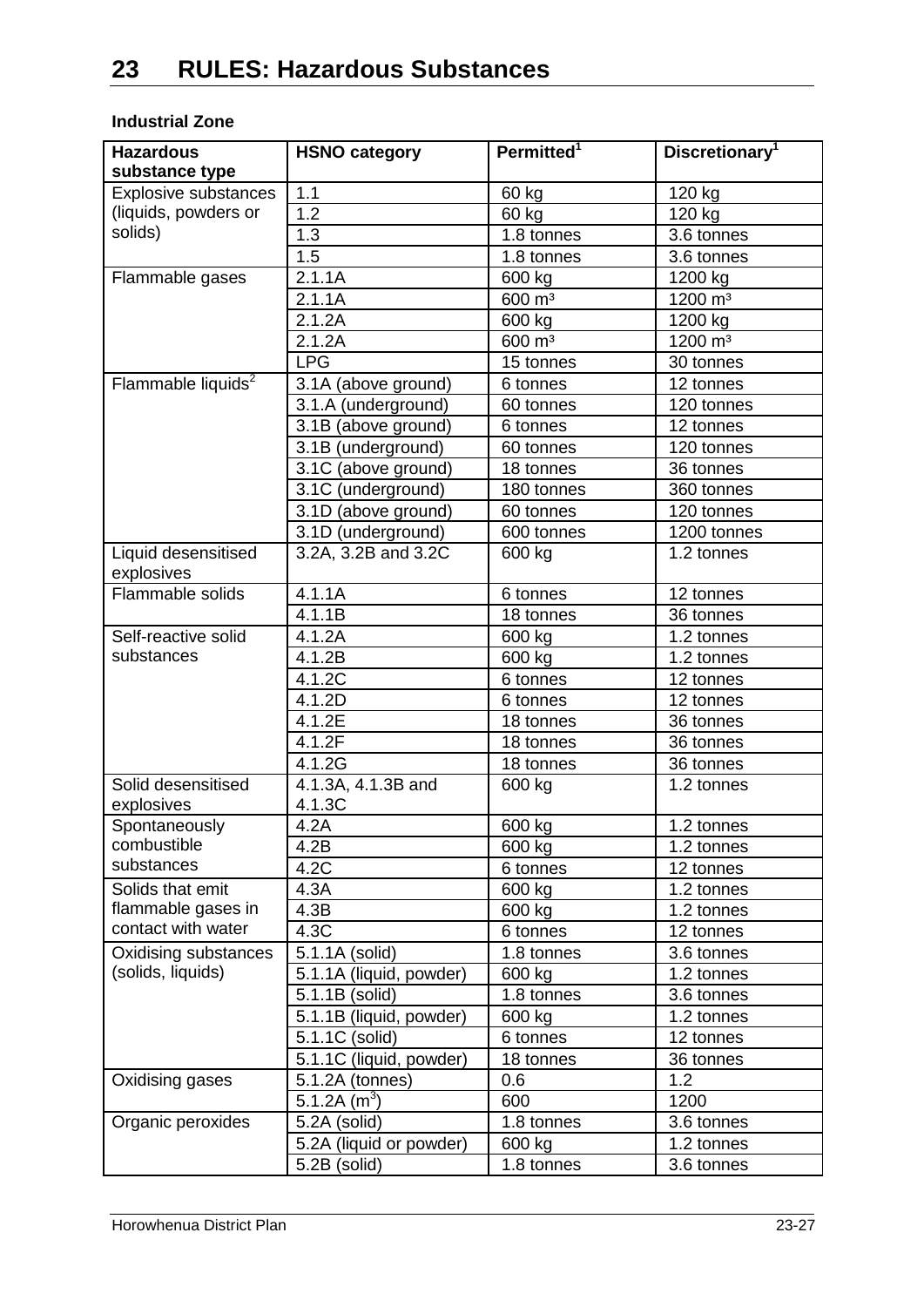# 23 RULES: Hazardous Substances

**Industrial Zone**

| Hazardous substance type | HSNO category | Permitted[1] | Discretionary[1] |
|---|---|---|---|
| Explosive substances (liquids, powders or solids) | 1.1 | 60 kg | 120 kg |
| | 1.2 | 60 kg | 120 kg |
| | 1.3 | 1.8 tonnes | 3.6 tonnes |
| | 1.5 | 1.8 tonnes | 3.6 tonnes |
| Flammable gases | 2.1.1A | 600 kg | 1200 kg |
| | 2.1.1A | 600 m³ | 1200 m³ |
| | 2.1.2A | 600 kg | 1200 kg |
| | 2.1.2A | 600 m³ | 1200 m³ |
| | LPG | 15 tonnes | 30 tonnes |
| Flammable liquids[2] | 3.1A (above ground) | 6 tonnes | 12 tonnes |
| | 3.1.A (underground) | 60 tonnes | 120 tonnes |
| | 3.1B (above ground) | 6 tonnes | 12 tonnes |
| | 3.1B (underground) | 60 tonnes | 120 tonnes |
| | 3.1C (above ground) | 18 tonnes | 36 tonnes |
| | 3.1C (underground) | 180 tonnes | 360 tonnes |
| | 3.1D (above ground) | 60 tonnes | 120 tonnes |
| | 3.1D (underground) | 600 tonnes | 1200 tonnes |
| Liquid desensitised explosives | 3.2A, 3.2B and 3.2C | 600 kg | 1.2 tonnes |
| Flammable solids | 4.1.1A | 6 tonnes | 12 tonnes |
| | 4.1.1B | 18 tonnes | 36 tonnes |
| Self-reactive solid substances | 4.1.2A | 600 kg | 1.2 tonnes |
| | 4.1.2B | 600 kg | 1.2 tonnes |
| | 4.1.2C | 6 tonnes | 12 tonnes |
| | 4.1.2D | 6 tonnes | 12 tonnes |
| | 4.1.2E | 18 tonnes | 36 tonnes |
| | 4.1.2F | 18 tonnes | 36 tonnes |
| | 4.1.2G | 18 tonnes | 36 tonnes |
| Solid desensitised explosives | 4.1.3A, 4.1.3B and 4.1.3C | 600 kg | 1.2 tonnes |
| Spontaneously combustible substances | 4.2A | 600 kg | 1.2 tonnes |
| | 4.2B | 600 kg | 1.2 tonnes |
| | 4.2C | 6 tonnes | 12 tonnes |
| Solids that emit flammable gases in contact with water | 4.3A | 600 kg | 1.2 tonnes |
| | 4.3B | 600 kg | 1.2 tonnes |
| | 4.3C | 6 tonnes | 12 tonnes |
| Oxidising substances (solids, liquids) | 5.1.1A (solid) | 1.8 tonnes | 3.6 tonnes |
| | 5.1.1A (liquid, powder) | 600 kg | 1.2 tonnes |
| | 5.1.1B (solid) | 1.8 tonnes | 3.6 tonnes |
| | 5.1.1B (liquid, powder) | 600 kg | 1.2 tonnes |
| | 5.1.1C (solid) | 6 tonnes | 12 tonnes |
| | 5.1.1C (liquid, powder) | 18 tonnes | 36 tonnes |
| Oxidising gases | 5.1.2A (tonnes) | 0.6 | 1.2 |
| | 5.1.2A ($m^3$) | 600 | 1200 |
| Organic peroxides | 5.2A (solid) | 1.8 tonnes | 3.6 tonnes |
| | 5.2A (liquid or powder) | 600 kg | 1.2 tonnes |
| | 5.2B (solid) | 1.8 tonnes | 3.6 tonnes |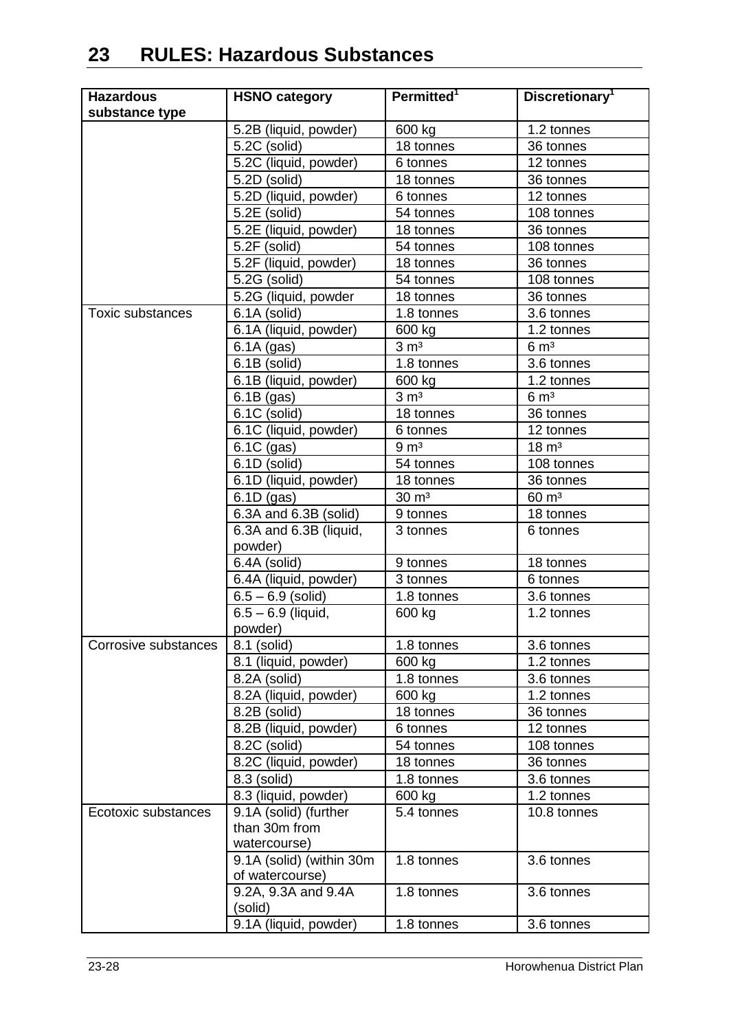# 23 RULES: Hazardous Substances

| Hazardous substance type | HSNO category | Permitted[1] | Discretionary[1] |
|---|---|---|---|
| | 5.2B (liquid, powder) | 600 kg | 1.2 tonnes |
| | 5.2C (solid) | 18 tonnes | 36 tonnes |
| | 5.2C (liquid, powder) | 6 tonnes | 12 tonnes |
| | 5.2D (solid) | 18 tonnes | 36 tonnes |
| | 5.2D (liquid, powder) | 6 tonnes | 12 tonnes |
| | 5.2E (solid) | 54 tonnes | 108 tonnes |
| | 5.2E (liquid, powder) | 18 tonnes | 36 tonnes |
| | 5.2F (solid) | 54 tonnes | 108 tonnes |
| | 5.2F (liquid, powder) | 18 tonnes | 36 tonnes |
| | 5.2G (solid) | 54 tonnes | 108 tonnes |
| | 5.2G (liquid, powder | 18 tonnes | 36 tonnes |
| Toxic substances | 6.1A (solid) | 1.8 tonnes | 3.6 tonnes |
| | 6.1A (liquid, powder) | 600 kg | 1.2 tonnes |
| | 6.1A (gas) | 3 m³ | 6 m³ |
| | 6.1B (solid) | 1.8 tonnes | 3.6 tonnes |
| | 6.1B (liquid, powder) | 600 kg | 1.2 tonnes |
| | 6.1B (gas) | 3 m³ | 6 m³ |
| | 6.1C (solid) | 18 tonnes | 36 tonnes |
| | 6.1C (liquid, powder) | 6 tonnes | 12 tonnes |
| | 6.1C (gas) | 9 m³ | 18 m³ |
| | 6.1D (solid) | 54 tonnes | 108 tonnes |
| | 6.1D (liquid, powder) | 18 tonnes | 36 tonnes |
| | 6.1D (gas) | 30 m³ | 60 m³ |
| | 6.3A and 6.3B (solid) | 9 tonnes | 18 tonnes |
| | 6.3A and 6.3B (liquid, powder) | 3 tonnes | 6 tonnes |
| | 6.4A (solid) | 9 tonnes | 18 tonnes |
| | 6.4A (liquid, powder) | 3 tonnes | 6 tonnes |
| | 6.5 – 6.9 (solid) | 1.8 tonnes | 3.6 tonnes |
| | 6.5 – 6.9 (liquid, powder) | 600 kg | 1.2 tonnes |
| Corrosive substances | 8.1 (solid) | 1.8 tonnes | 3.6 tonnes |
| | 8.1 (liquid, powder) | 600 kg | 1.2 tonnes |
| | 8.2A (solid) | 1.8 tonnes | 3.6 tonnes |
| | 8.2A (liquid, powder) | 600 kg | 1.2 tonnes |
| | 8.2B (solid) | 18 tonnes | 36 tonnes |
| | 8.2B (liquid, powder) | 6 tonnes | 12 tonnes |
| | 8.2C (solid) | 54 tonnes | 108 tonnes |
| | 8.2C (liquid, powder) | 18 tonnes | 36 tonnes |
| | 8.3 (solid) | 1.8 tonnes | 3.6 tonnes |
| | 8.3 (liquid, powder) | 600 kg | 1.2 tonnes |
| Ecotoxic substances | 9.1A (solid) (further than 30m from watercourse) | 5.4 tonnes | 10.8 tonnes |
| | 9.1A (solid) (within 30m of watercourse) | 1.8 tonnes | 3.6 tonnes |
| | 9.2A, 9.3A and 9.4A (solid) | 1.8 tonnes | 3.6 tonnes |
| | 9.1A (liquid, powder) | 1.8 tonnes | 3.6 tonnes |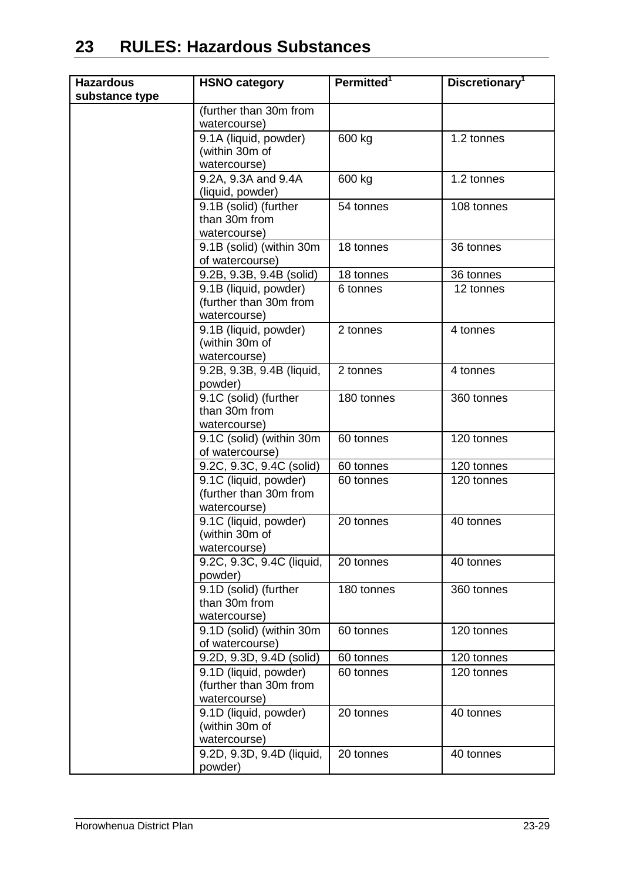# 23 RULES: Hazardous Substances

| Hazardous substance type | HSNO category | Permitted[1] | Discretionary[1] |
|---|---|---|---|
| | (further than 30m from watercourse) | | |
| | 9.1A (liquid, powder) (within 30m of watercourse) | 600 kg | 1.2 tonnes |
| | 9.2A, 9.3A and 9.4A (liquid, powder) | 600 kg | 1.2 tonnes |
| | 9.1B (solid) (further than 30m from watercourse) | 54 tonnes | 108 tonnes |
| | 9.1B (solid) (within 30m of watercourse) | 18 tonnes | 36 tonnes |
| | 9.2B, 9.3B, 9.4B (solid) | 18 tonnes | 36 tonnes |
| | 9.1B (liquid, powder) (further than 30m from watercourse) | 6 tonnes | 12 tonnes |
| | 9.1B (liquid, powder) (within 30m of watercourse) | 2 tonnes | 4 tonnes |
| | 9.2B, 9.3B, 9.4B (liquid, powder) | 2 tonnes | 4 tonnes |
| | 9.1C (solid) (further than 30m from watercourse) | 180 tonnes | 360 tonnes |
| | 9.1C (solid) (within 30m of watercourse) | 60 tonnes | 120 tonnes |
| | 9.2C, 9.3C, 9.4C (solid) | 60 tonnes | 120 tonnes |
| | 9.1C (liquid, powder) (further than 30m from watercourse) | 60 tonnes | 120 tonnes |
| | 9.1C (liquid, powder) (within 30m of watercourse) | 20 tonnes | 40 tonnes |
| | 9.2C, 9.3C, 9.4C (liquid, powder) | 20 tonnes | 40 tonnes |
| | 9.1D (solid) (further than 30m from watercourse) | 180 tonnes | 360 tonnes |
| | 9.1D (solid) (within 30m of watercourse) | 60 tonnes | 120 tonnes |
| | 9.2D, 9.3D, 9.4D (solid) | 60 tonnes | 120 tonnes |
| | 9.1D (liquid, powder) (further than 30m from watercourse) | 60 tonnes | 120 tonnes |
| | 9.1D (liquid, powder) (within 30m of watercourse) | 20 tonnes | 40 tonnes |
| | 9.2D, 9.3D, 9.4D (liquid, powder) | 20 tonnes | 40 tonnes |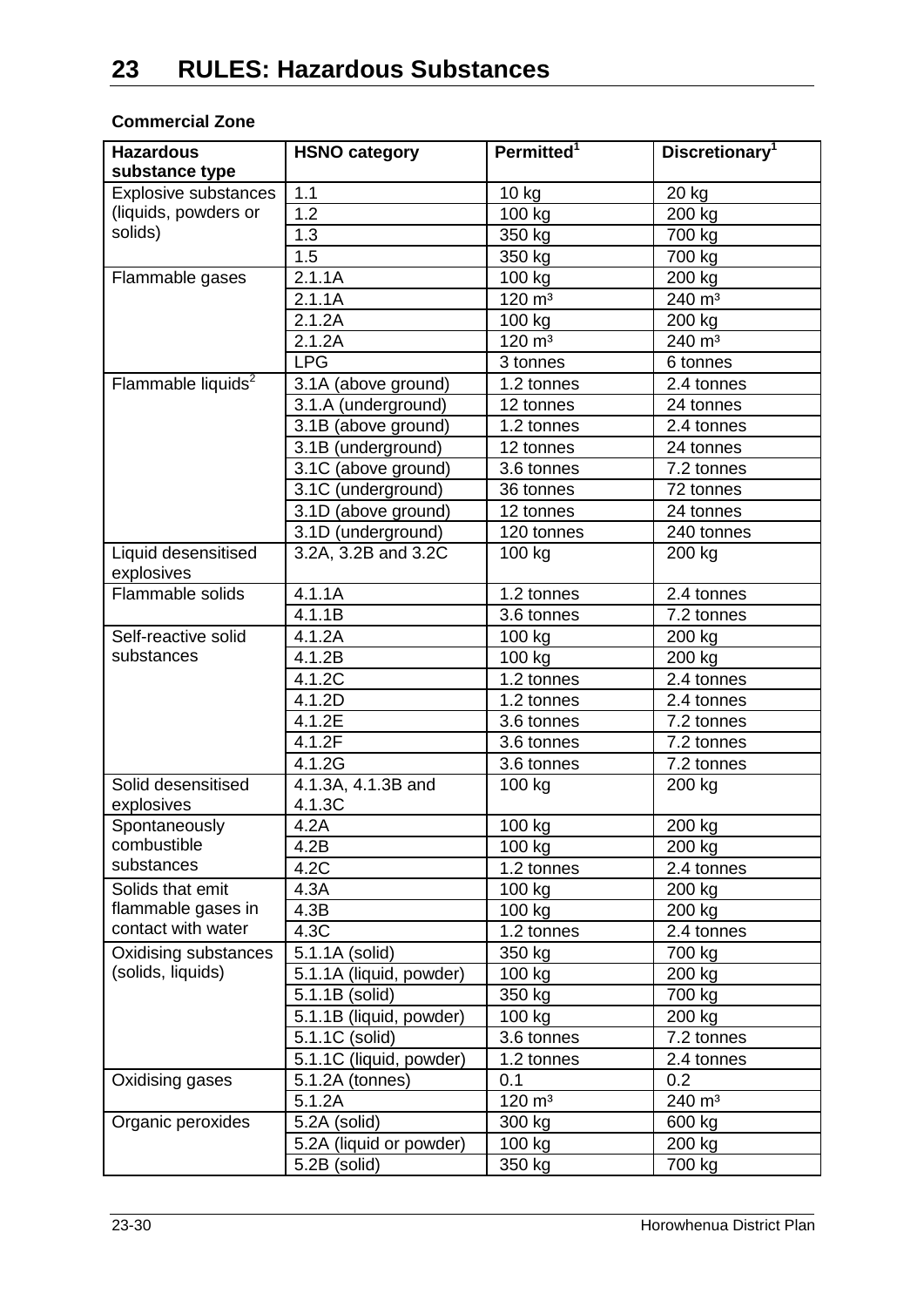# 23 RULES: Hazardous Substances

**Commercial Zone**

| Hazardous substance type | HSNO category | Permitted[1] | Discretionary[1] |
|---|---|---|---|
| Explosive substances (liquids, powders or solids) | 1.1 | 10 kg | 20 kg |
| | 1.2 | 100 kg | 200 kg |
| | 1.3 | 350 kg | 700 kg |
| | 1.5 | 350 kg | 700 kg |
| Flammable gases | 2.1.1A | 100 kg | 200 kg |
| | 2.1.1A | 120 m³ | 240 m³ |
| | 2.1.2A | 100 kg | 200 kg |
| | 2.1.2A | 120 m³ | 240 m³ |
| | LPG | 3 tonnes | 6 tonnes |
| Flammable liquids[2] | 3.1A (above ground) | 1.2 tonnes | 2.4 tonnes |
| | 3.1.A (underground) | 12 tonnes | 24 tonnes |
| | 3.1B (above ground) | 1.2 tonnes | 2.4 tonnes |
| | 3.1B (underground) | 12 tonnes | 24 tonnes |
| | 3.1C (above ground) | 3.6 tonnes | 7.2 tonnes |
| | 3.1C (underground) | 36 tonnes | 72 tonnes |
| | 3.1D (above ground) | 12 tonnes | 24 tonnes |
| | 3.1D (underground) | 120 tonnes | 240 tonnes |
| Liquid desensitised explosives | 3.2A, 3.2B and 3.2C | 100 kg | 200 kg |
| Flammable solids | 4.1.1A | 1.2 tonnes | 2.4 tonnes |
| | 4.1.1B | 3.6 tonnes | 7.2 tonnes |
| Self-reactive solid substances | 4.1.2A | 100 kg | 200 kg |
| | 4.1.2B | 100 kg | 200 kg |
| | 4.1.2C | 1.2 tonnes | 2.4 tonnes |
| | 4.1.2D | 1.2 tonnes | 2.4 tonnes |
| | 4.1.2E | 3.6 tonnes | 7.2 tonnes |
| | 4.1.2F | 3.6 tonnes | 7.2 tonnes |
| | 4.1.2G | 3.6 tonnes | 7.2 tonnes |
| Solid desensitised explosives | 4.1.3A, 4.1.3B and 4.1.3C | 100 kg | 200 kg |
| Spontaneously combustible substances | 4.2A | 100 kg | 200 kg |
| | 4.2B | 100 kg | 200 kg |
| | 4.2C | 1.2 tonnes | 2.4 tonnes |
| Solids that emit flammable gases in contact with water | 4.3A | 100 kg | 200 kg |
| | 4.3B | 100 kg | 200 kg |
| | 4.3C | 1.2 tonnes | 2.4 tonnes |
| Oxidising substances (solids, liquids) | 5.1.1A (solid) | 350 kg | 700 kg |
| | 5.1.1A (liquid, powder) | 100 kg | 200 kg |
| | 5.1.1B (solid) | 350 kg | 700 kg |
| | 5.1.1B (liquid, powder) | 100 kg | 200 kg |
| | 5.1.1C (solid) | 3.6 tonnes | 7.2 tonnes |
| | 5.1.1C (liquid, powder) | 1.2 tonnes | 2.4 tonnes |
| Oxidising gases | 5.1.2A (tonnes) | 0.1 | 0.2 |
| | 5.1.2A | 120 m³ | 240 m³ |
| Organic peroxides | 5.2A (solid) | 300 kg | 600 kg |
| | 5.2A (liquid or powder) | 100 kg | 200 kg |
| | 5.2B (solid) | 350 kg | 700 kg |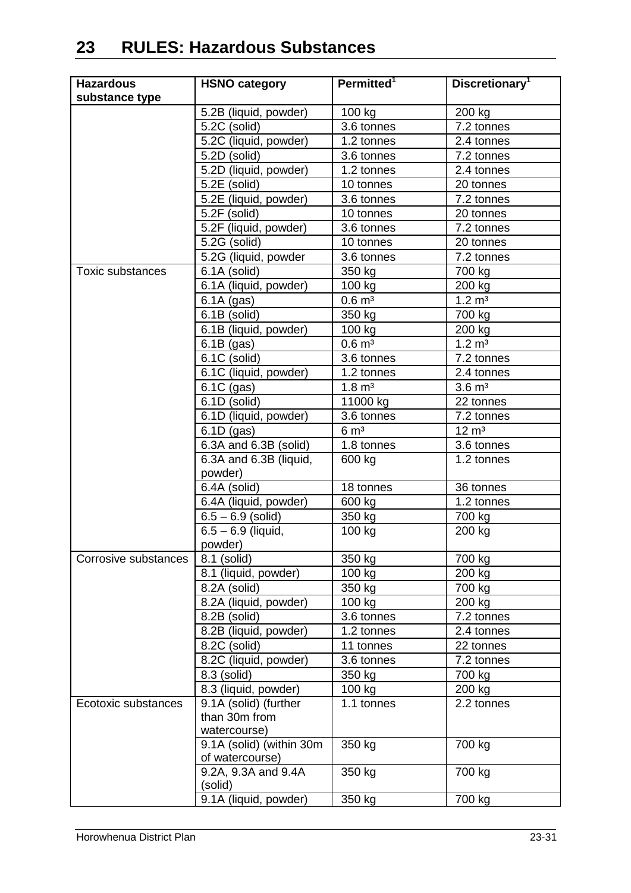# 23 RULES: Hazardous Substances

| Hazardous substance type | HSNO category | Permitted[1] | Discretionary[1] |
|---|---|---|---|
| | 5.2B (liquid, powder) | 100 kg | 200 kg |
| | 5.2C (solid) | 3.6 tonnes | 7.2 tonnes |
| | 5.2C (liquid, powder) | 1.2 tonnes | 2.4 tonnes |
| | 5.2D (solid) | 3.6 tonnes | 7.2 tonnes |
| | 5.2D (liquid, powder) | 1.2 tonnes | 2.4 tonnes |
| | 5.2E (solid) | 10 tonnes | 20 tonnes |
| | 5.2E (liquid, powder) | 3.6 tonnes | 7.2 tonnes |
| | 5.2F (solid) | 10 tonnes | 20 tonnes |
| | 5.2F (liquid, powder) | 3.6 tonnes | 7.2 tonnes |
| | 5.2G (solid) | 10 tonnes | 20 tonnes |
| | 5.2G (liquid, powder | 3.6 tonnes | 7.2 tonnes |
| Toxic substances | 6.1A (solid) | 350 kg | 700 kg |
| | 6.1A (liquid, powder) | 100 kg | 200 kg |
| | 6.1A (gas) | 0.6 m³ | 1.2 m³ |
| | 6.1B (solid) | 350 kg | 700 kg |
| | 6.1B (liquid, powder) | 100 kg | 200 kg |
| | 6.1B (gas) | 0.6 m³ | 1.2 m³ |
| | 6.1C (solid) | 3.6 tonnes | 7.2 tonnes |
| | 6.1C (liquid, powder) | 1.2 tonnes | 2.4 tonnes |
| | 6.1C (gas) | 1.8 m³ | 3.6 m³ |
| | 6.1D (solid) | 11000 kg | 22 tonnes |
| | 6.1D (liquid, powder) | 3.6 tonnes | 7.2 tonnes |
| | 6.1D (gas) | 6 m³ | 12 m³ |
| | 6.3A and 6.3B (solid) | 1.8 tonnes | 3.6 tonnes |
| | 6.3A and 6.3B (liquid, powder) | 600 kg | 1.2 tonnes |
| | 6.4A (solid) | 18 tonnes | 36 tonnes |
| | 6.4A (liquid, powder) | 600 kg | 1.2 tonnes |
| | 6.5 – 6.9 (solid) | 350 kg | 700 kg |
| | 6.5 – 6.9 (liquid, powder) | 100 kg | 200 kg |
| Corrosive substances | 8.1 (solid) | 350 kg | 700 kg |
| | 8.1 (liquid, powder) | 100 kg | 200 kg |
| | 8.2A (solid) | 350 kg | 700 kg |
| | 8.2A (liquid, powder) | 100 kg | 200 kg |
| | 8.2B (solid) | 3.6 tonnes | 7.2 tonnes |
| | 8.2B (liquid, powder) | 1.2 tonnes | 2.4 tonnes |
| | 8.2C (solid) | 11 tonnes | 22 tonnes |
| | 8.2C (liquid, powder) | 3.6 tonnes | 7.2 tonnes |
| | 8.3 (solid) | 350 kg | 700 kg |
| | 8.3 (liquid, powder) | 100 kg | 200 kg |
| Ecotoxic substances | 9.1A (solid) (further than 30m from watercourse) | 1.1 tonnes | 2.2 tonnes |
| | 9.1A (solid) (within 30m of watercourse) | 350 kg | 700 kg |
| | 9.2A, 9.3A and 9.4A (solid) | 350 kg | 700 kg |
| | 9.1A (liquid, powder) | 350 kg | 700 kg |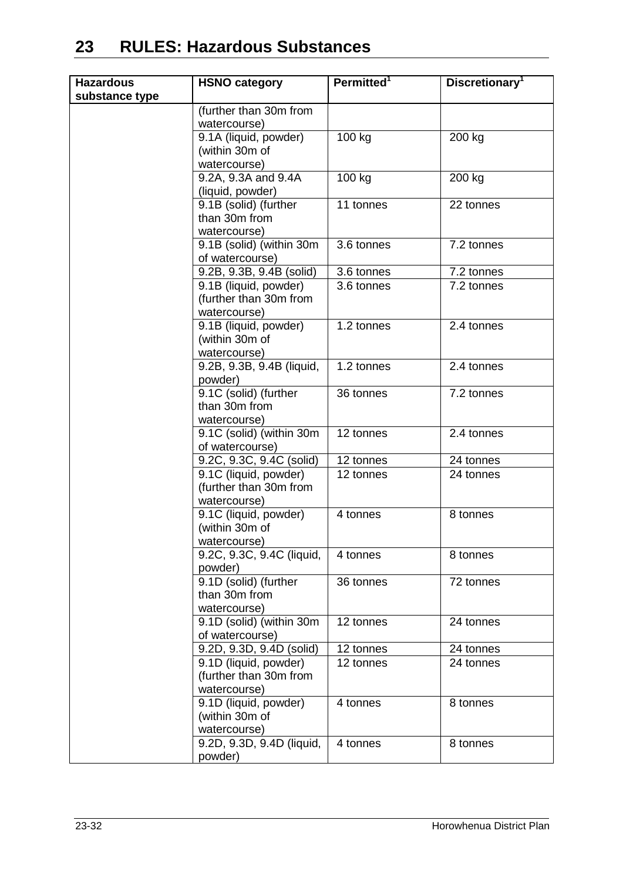# 23 RULES: Hazardous Substances

| Hazardous substance type | HSNO category | Permitted[1] | Discretionary[1] |
|---|---|---|---|
| | (further than 30m from watercourse) | | |
| | 9.1A (liquid, powder) (within 30m of watercourse) | 100 kg | 200 kg |
| | 9.2A, 9.3A and 9.4A (liquid, powder) | 100 kg | 200 kg |
| | 9.1B (solid) (further than 30m from watercourse) | 11 tonnes | 22 tonnes |
| | 9.1B (solid) (within 30m of watercourse) | 3.6 tonnes | 7.2 tonnes |
| | 9.2B, 9.3B, 9.4B (solid) | 3.6 tonnes | 7.2 tonnes |
| | 9.1B (liquid, powder) (further than 30m from watercourse) | 3.6 tonnes | 7.2 tonnes |
| | 9.1B (liquid, powder) (within 30m of watercourse) | 1.2 tonnes | 2.4 tonnes |
| | 9.2B, 9.3B, 9.4B (liquid, powder) | 1.2 tonnes | 2.4 tonnes |
| | 9.1C (solid) (further than 30m from watercourse) | 36 tonnes | 7.2 tonnes |
| | 9.1C (solid) (within 30m of watercourse) | 12 tonnes | 2.4 tonnes |
| | 9.2C, 9.3C, 9.4C (solid) | 12 tonnes | 24 tonnes |
| | 9.1C (liquid, powder) (further than 30m from watercourse) | 12 tonnes | 24 tonnes |
| | 9.1C (liquid, powder) (within 30m of watercourse) | 4 tonnes | 8 tonnes |
| | 9.2C, 9.3C, 9.4C (liquid, powder) | 4 tonnes | 8 tonnes |
| | 9.1D (solid) (further than 30m from watercourse) | 36 tonnes | 72 tonnes |
| | 9.1D (solid) (within 30m of watercourse) | 12 tonnes | 24 tonnes |
| | 9.2D, 9.3D, 9.4D (solid) | 12 tonnes | 24 tonnes |
| | 9.1D (liquid, powder) (further than 30m from watercourse) | 12 tonnes | 24 tonnes |
| | 9.1D (liquid, powder) (within 30m of watercourse) | 4 tonnes | 8 tonnes |
| | 9.2D, 9.3D, 9.4D (liquid, powder) | 4 tonnes | 8 tonnes |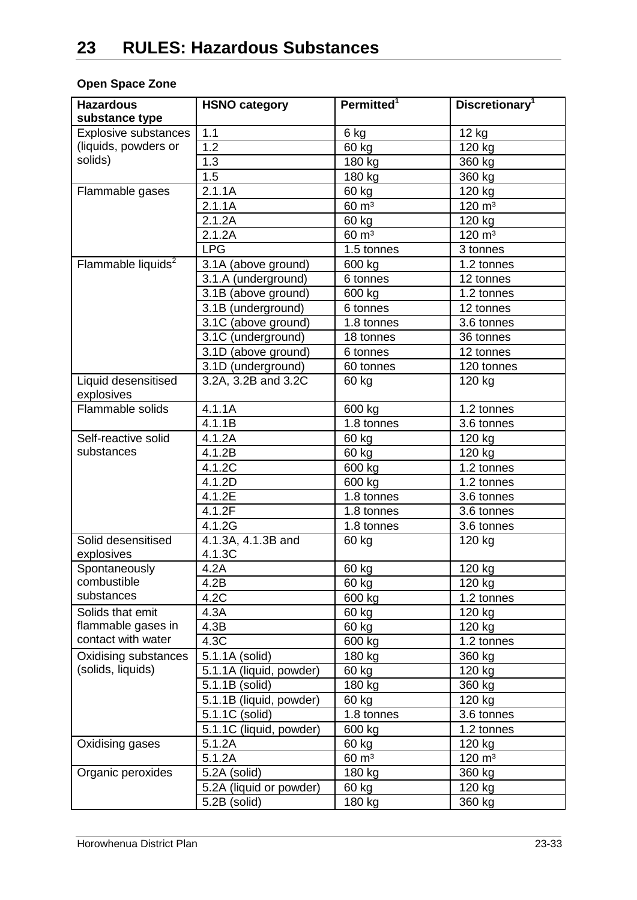# 23 RULES: Hazardous Substances

**Open Space Zone**

| Hazardous substance type | HSNO category | Permitted[1] | Discretionary[1] |
|---|---|---|---|
| Explosive substances (liquids, powders or solids) | 1.1 | 6 kg | 12 kg |
| | 1.2 | 60 kg | 120 kg |
| | 1.3 | 180 kg | 360 kg |
| | 1.5 | 180 kg | 360 kg |
| Flammable gases | 2.1.1A | 60 kg | 120 kg |
| | 2.1.1A | 60 m³ | 120 m³ |
| | 2.1.2A | 60 kg | 120 kg |
| | 2.1.2A | 60 m³ | 120 m³ |
| | LPG | 1.5 tonnes | 3 tonnes |
| Flammable liquids[2] | 3.1A (above ground) | 600 kg | 1.2 tonnes |
| | 3.1.A (underground) | 6 tonnes | 12 tonnes |
| | 3.1B (above ground) | 600 kg | 1.2 tonnes |
| | 3.1B (underground) | 6 tonnes | 12 tonnes |
| | 3.1C (above ground) | 1.8 tonnes | 3.6 tonnes |
| | 3.1C (underground) | 18 tonnes | 36 tonnes |
| | 3.1D (above ground) | 6 tonnes | 12 tonnes |
| | 3.1D (underground) | 60 tonnes | 120 tonnes |
| Liquid desensitised explosives | 3.2A, 3.2B and 3.2C | 60 kg | 120 kg |
| Flammable solids | 4.1.1A | 600 kg | 1.2 tonnes |
| | 4.1.1B | 1.8 tonnes | 3.6 tonnes |
| Self-reactive solid substances | 4.1.2A | 60 kg | 120 kg |
| | 4.1.2B | 60 kg | 120 kg |
| | 4.1.2C | 600 kg | 1.2 tonnes |
| | 4.1.2D | 600 kg | 1.2 tonnes |
| | 4.1.2E | 1.8 tonnes | 3.6 tonnes |
| | 4.1.2F | 1.8 tonnes | 3.6 tonnes |
| | 4.1.2G | 1.8 tonnes | 3.6 tonnes |
| Solid desensitised explosives | 4.1.3A, 4.1.3B and 4.1.3C | 60 kg | 120 kg |
| Spontaneously combustible substances | 4.2A | 60 kg | 120 kg |
| | 4.2B | 60 kg | 120 kg |
| | 4.2C | 600 kg | 1.2 tonnes |
| Solids that emit flammable gases in contact with water | 4.3A | 60 kg | 120 kg |
| | 4.3B | 60 kg | 120 kg |
| | 4.3C | 600 kg | 1.2 tonnes |
| Oxidising substances (solids, liquids) | 5.1.1A (solid) | 180 kg | 360 kg |
| | 5.1.1A (liquid, powder) | 60 kg | 120 kg |
| | 5.1.1B (solid) | 180 kg | 360 kg |
| | 5.1.1B (liquid, powder) | 60 kg | 120 kg |
| | 5.1.1C (solid) | 1.8 tonnes | 3.6 tonnes |
| | 5.1.1C (liquid, powder) | 600 kg | 1.2 tonnes |
| Oxidising gases | 5.1.2A | 60 kg | 120 kg |
| | 5.1.2A | 60 m³ | 120 m³ |
| Organic peroxides | 5.2A (solid) | 180 kg | 360 kg |
| | 5.2A (liquid or powder) | 60 kg | 120 kg |
| | 5.2B (solid) | 180 kg | 360 kg |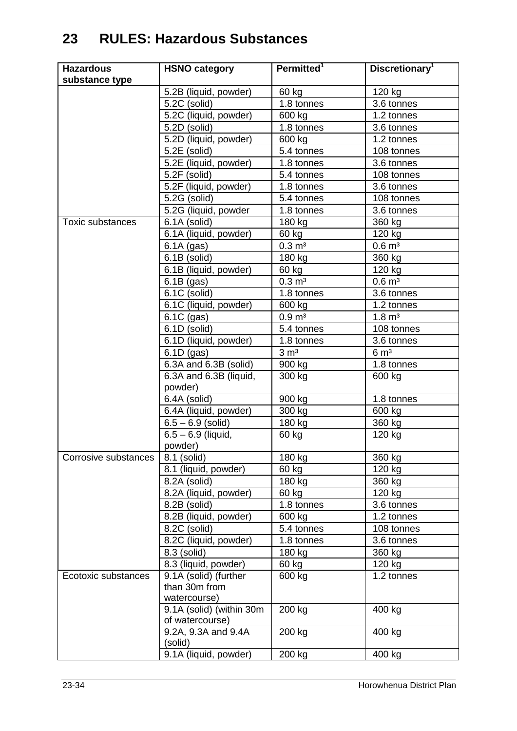# 23 RULES: Hazardous Substances

| Hazardous substance type | HSNO category | Permitted[1] | Discretionary[1] |
|---|---|---|---|
| | 5.2B (liquid, powder) | 60 kg | 120 kg |
| | 5.2C (solid) | 1.8 tonnes | 3.6 tonnes |
| | 5.2C (liquid, powder) | 600 kg | 1.2 tonnes |
| | 5.2D (solid) | 1.8 tonnes | 3.6 tonnes |
| | 5.2D (liquid, powder) | 600 kg | 1.2 tonnes |
| | 5.2E (solid) | 5.4 tonnes | 108 tonnes |
| | 5.2E (liquid, powder) | 1.8 tonnes | 3.6 tonnes |
| | 5.2F (solid) | 5.4 tonnes | 108 tonnes |
| | 5.2F (liquid, powder) | 1.8 tonnes | 3.6 tonnes |
| | 5.2G (solid) | 5.4 tonnes | 108 tonnes |
| | 5.2G (liquid, powder | 1.8 tonnes | 3.6 tonnes |
| Toxic substances | 6.1A (solid) | 180 kg | 360 kg |
| | 6.1A (liquid, powder) | 60 kg | 120 kg |
| | 6.1A (gas) | 0.3 m³ | 0.6 m³ |
| | 6.1B (solid) | 180 kg | 360 kg |
| | 6.1B (liquid, powder) | 60 kg | 120 kg |
| | 6.1B (gas) | 0.3 m³ | 0.6 m³ |
| | 6.1C (solid) | 1.8 tonnes | 3.6 tonnes |
| | 6.1C (liquid, powder) | 600 kg | 1.2 tonnes |
| | 6.1C (gas) | 0.9 m³ | 1.8 m³ |
| | 6.1D (solid) | 5.4 tonnes | 108 tonnes |
| | 6.1D (liquid, powder) | 1.8 tonnes | 3.6 tonnes |
| | 6.1D (gas) | 3 m³ | 6 m³ |
| | 6.3A and 6.3B (solid) | 900 kg | 1.8 tonnes |
| | 6.3A and 6.3B (liquid, powder) | 300 kg | 600 kg |
| | 6.4A (solid) | 900 kg | 1.8 tonnes |
| | 6.4A (liquid, powder) | 300 kg | 600 kg |
| | 6.5 – 6.9 (solid) | 180 kg | 360 kg |
| | 6.5 – 6.9 (liquid, powder) | 60 kg | 120 kg |
| Corrosive substances | 8.1 (solid) | 180 kg | 360 kg |
| | 8.1 (liquid, powder) | 60 kg | 120 kg |
| | 8.2A (solid) | 180 kg | 360 kg |
| | 8.2A (liquid, powder) | 60 kg | 120 kg |
| | 8.2B (solid) | 1.8 tonnes | 3.6 tonnes |
| | 8.2B (liquid, powder) | 600 kg | 1.2 tonnes |
| | 8.2C (solid) | 5.4 tonnes | 108 tonnes |
| | 8.2C (liquid, powder) | 1.8 tonnes | 3.6 tonnes |
| | 8.3 (solid) | 180 kg | 360 kg |
| | 8.3 (liquid, powder) | 60 kg | 120 kg |
| Ecotoxic substances | 9.1A (solid) (further than 30m from watercourse) | 600 kg | 1.2 tonnes |
| | 9.1A (solid) (within 30m of watercourse) | 200 kg | 400 kg |
| | 9.2A, 9.3A and 9.4A (solid) | 200 kg | 400 kg |
| | 9.1A (liquid, powder) | 200 kg | 400 kg |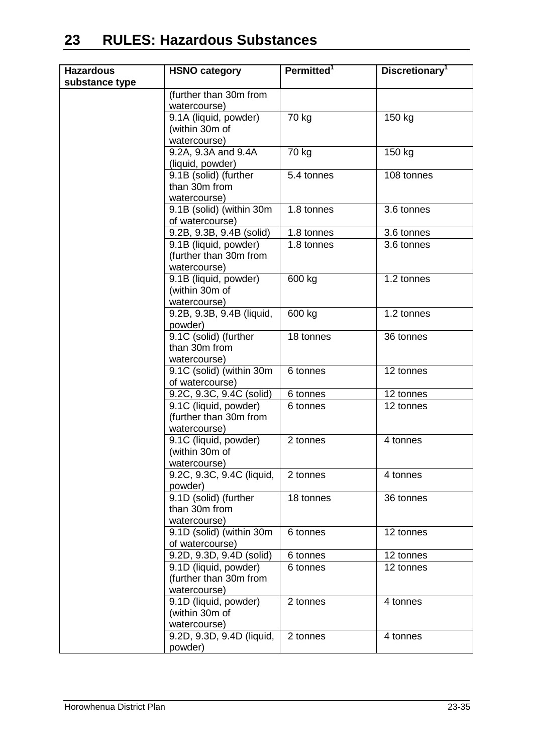# 23 RULES: Hazardous Substances

| Hazardous substance type | HSNO category | Permitted[1] | Discretionary[1] |
|---|---|---|---|
| | (further than 30m from watercourse) | | |
| | 9.1A (liquid, powder) (within 30m of watercourse) | 70 kg | 150 kg |
| | 9.2A, 9.3A and 9.4A (liquid, powder) | 70 kg | 150 kg |
| | 9.1B (solid) (further than 30m from watercourse) | 5.4 tonnes | 108 tonnes |
| | 9.1B (solid) (within 30m of watercourse) | 1.8 tonnes | 3.6 tonnes |
| | 9.2B, 9.3B, 9.4B (solid) | 1.8 tonnes | 3.6 tonnes |
| | 9.1B (liquid, powder) (further than 30m from watercourse) | 1.8 tonnes | 3.6 tonnes |
| | 9.1B (liquid, powder) (within 30m of watercourse) | 600 kg | 1.2 tonnes |
| | 9.2B, 9.3B, 9.4B (liquid, powder) | 600 kg | 1.2 tonnes |
| | 9.1C (solid) (further than 30m from watercourse) | 18 tonnes | 36 tonnes |
| | 9.1C (solid) (within 30m of watercourse) | 6 tonnes | 12 tonnes |
| | 9.2C, 9.3C, 9.4C (solid) | 6 tonnes | 12 tonnes |
| | 9.1C (liquid, powder) (further than 30m from watercourse) | 6 tonnes | 12 tonnes |
| | 9.1C (liquid, powder) (within 30m of watercourse) | 2 tonnes | 4 tonnes |
| | 9.2C, 9.3C, 9.4C (liquid, powder) | 2 tonnes | 4 tonnes |
| | 9.1D (solid) (further than 30m from watercourse) | 18 tonnes | 36 tonnes |
| | 9.1D (solid) (within 30m of watercourse) | 6 tonnes | 12 tonnes |
| | 9.2D, 9.3D, 9.4D (solid) | 6 tonnes | 12 tonnes |
| | 9.1D (liquid, powder) (further than 30m from watercourse) | 6 tonnes | 12 tonnes |
| | 9.1D (liquid, powder) (within 30m of watercourse) | 2 tonnes | 4 tonnes |
| | 9.2D, 9.3D, 9.4D (liquid, powder) | 2 tonnes | 4 tonnes |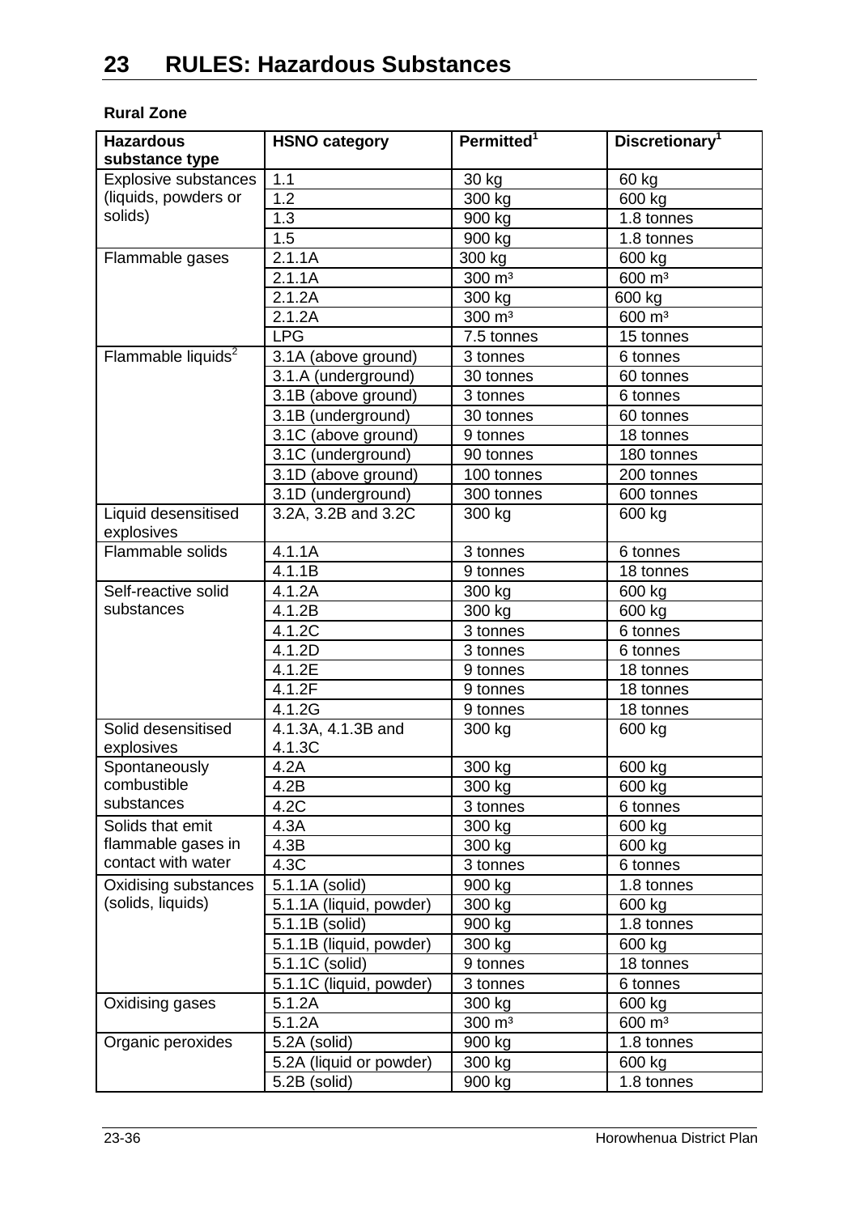# 23 RULES: Hazardous Substances

**Rural Zone**

| Hazardous substance type | HSNO category | Permitted[1] | Discretionary[1] |
|---|---|---|---|
| Explosive substances (liquids, powders or solids) | 1.1 | 30 kg | 60 kg |
| | 1.2 | 300 kg | 600 kg |
| | 1.3 | 900 kg | 1.8 tonnes |
| | 1.5 | 900 kg | 1.8 tonnes |
| Flammable gases | 2.1.1A | 300 kg | 600 kg |
| | 2.1.1A | 300 m³ | 600 m³ |
| | 2.1.2A | 300 kg | 600 kg |
| | 2.1.2A | 300 m³ | 600 m³ |
| | LPG | 7.5 tonnes | 15 tonnes |
| Flammable liquids[2] | 3.1A (above ground) | 3 tonnes | 6 tonnes |
| | 3.1.A (underground) | 30 tonnes | 60 tonnes |
| | 3.1B (above ground) | 3 tonnes | 6 tonnes |
| | 3.1B (underground) | 30 tonnes | 60 tonnes |
| | 3.1C (above ground) | 9 tonnes | 18 tonnes |
| | 3.1C (underground) | 90 tonnes | 180 tonnes |
| | 3.1D (above ground) | 100 tonnes | 200 tonnes |
| | 3.1D (underground) | 300 tonnes | 600 tonnes |
| Liquid desensitised explosives | 3.2A, 3.2B and 3.2C | 300 kg | 600 kg |
| Flammable solids | 4.1.1A | 3 tonnes | 6 tonnes |
| | 4.1.1B | 9 tonnes | 18 tonnes |
| Self-reactive solid substances | 4.1.2A | 300 kg | 600 kg |
| | 4.1.2B | 300 kg | 600 kg |
| | 4.1.2C | 3 tonnes | 6 tonnes |
| | 4.1.2D | 3 tonnes | 6 tonnes |
| | 4.1.2E | 9 tonnes | 18 tonnes |
| | 4.1.2F | 9 tonnes | 18 tonnes |
| | 4.1.2G | 9 tonnes | 18 tonnes |
| Solid desensitised explosives | 4.1.3A, 4.1.3B and 4.1.3C | 300 kg | 600 kg |
| Spontaneously combustible substances | 4.2A | 300 kg | 600 kg |
| | 4.2B | 300 kg | 600 kg |
| | 4.2C | 3 tonnes | 6 tonnes |
| Solids that emit flammable gases in contact with water | 4.3A | 300 kg | 600 kg |
| | 4.3B | 300 kg | 600 kg |
| | 4.3C | 3 tonnes | 6 tonnes |
| Oxidising substances (solids, liquids) | 5.1.1A (solid) | 900 kg | 1.8 tonnes |
| | 5.1.1A (liquid, powder) | 300 kg | 600 kg |
| | 5.1.1B (solid) | 900 kg | 1.8 tonnes |
| | 5.1.1B (liquid, powder) | 300 kg | 600 kg |
| | 5.1.1C (solid) | 9 tonnes | 18 tonnes |
| | 5.1.1C (liquid, powder) | 3 tonnes | 6 tonnes |
| Oxidising gases | 5.1.2A | 300 kg | 600 kg |
| | 5.1.2A | 300 m³ | 600 m³ |
| Organic peroxides | 5.2A (solid) | 900 kg | 1.8 tonnes |
| | 5.2A (liquid or powder) | 300 kg | 600 kg |
| | 5.2B (solid) | 900 kg | 1.8 tonnes |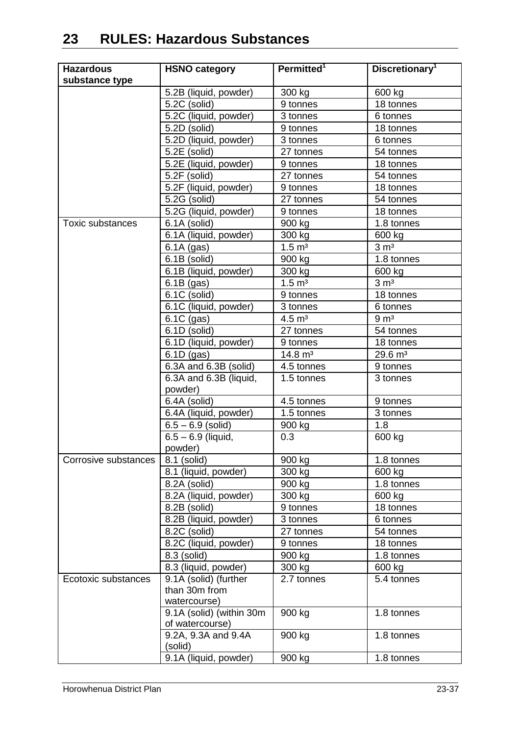# 23 RULES: Hazardous Substances

| Hazardous substance type | HSNO category | Permitted[1] | Discretionary[1] |
|---|---|---|---|
| | 5.2B (liquid, powder) | 300 kg | 600 kg |
| | 5.2C (solid) | 9 tonnes | 18 tonnes |
| | 5.2C (liquid, powder) | 3 tonnes | 6 tonnes |
| | 5.2D (solid) | 9 tonnes | 18 tonnes |
| | 5.2D (liquid, powder) | 3 tonnes | 6 tonnes |
| | 5.2E (solid) | 27 tonnes | 54 tonnes |
| | 5.2E (liquid, powder) | 9 tonnes | 18 tonnes |
| | 5.2F (solid) | 27 tonnes | 54 tonnes |
| | 5.2F (liquid, powder) | 9 tonnes | 18 tonnes |
| | 5.2G (solid) | 27 tonnes | 54 tonnes |
| | 5.2G (liquid, powder) | 9 tonnes | 18 tonnes |
| Toxic substances | 6.1A (solid) | 900 kg | 1.8 tonnes |
| | 6.1A (liquid, powder) | 300 kg | 600 kg |
| | 6.1A (gas) | 1.5 m³ | 3 m³ |
| | 6.1B (solid) | 900 kg | 1.8 tonnes |
| | 6.1B (liquid, powder) | 300 kg | 600 kg |
| | 6.1B (gas) | 1.5 m³ | 3 m³ |
| | 6.1C (solid) | 9 tonnes | 18 tonnes |
| | 6.1C (liquid, powder) | 3 tonnes | 6 tonnes |
| | 6.1C (gas) | 4.5 m³ | 9 m³ |
| | 6.1D (solid) | 27 tonnes | 54 tonnes |
| | 6.1D (liquid, powder) | 9 tonnes | 18 tonnes |
| | 6.1D (gas) | 14.8 m³ | 29.6 m³ |
| | 6.3A and 6.3B (solid) | 4.5 tonnes | 9 tonnes |
| | 6.3A and 6.3B (liquid, powder) | 1.5 tonnes | 3 tonnes |
| | 6.4A (solid) | 4.5 tonnes | 9 tonnes |
| | 6.4A (liquid, powder) | 1.5 tonnes | 3 tonnes |
| | 6.5 – 6.9 (solid) | 900 kg | 1.8 |
| | 6.5 – 6.9 (liquid, powder) | 0.3 | 600 kg |
| Corrosive substances | 8.1 (solid) | 900 kg | 1.8 tonnes |
| | 8.1 (liquid, powder) | 300 kg | 600 kg |
| | 8.2A (solid) | 900 kg | 1.8 tonnes |
| | 8.2A (liquid, powder) | 300 kg | 600 kg |
| | 8.2B (solid) | 9 tonnes | 18 tonnes |
| | 8.2B (liquid, powder) | 3 tonnes | 6 tonnes |
| | 8.2C (solid) | 27 tonnes | 54 tonnes |
| | 8.2C (liquid, powder) | 9 tonnes | 18 tonnes |
| | 8.3 (solid) | 900 kg | 1.8 tonnes |
| | 8.3 (liquid, powder) | 300 kg | 600 kg |
| Ecotoxic substances | 9.1A (solid) (further than 30m from watercourse) | 2.7 tonnes | 5.4 tonnes |
| | 9.1A (solid) (within 30m of watercourse) | 900 kg | 1.8 tonnes |
| | 9.2A, 9.3A and 9.4A (solid) | 900 kg | 1.8 tonnes |
| | 9.1A (liquid, powder) | 900 kg | 1.8 tonnes |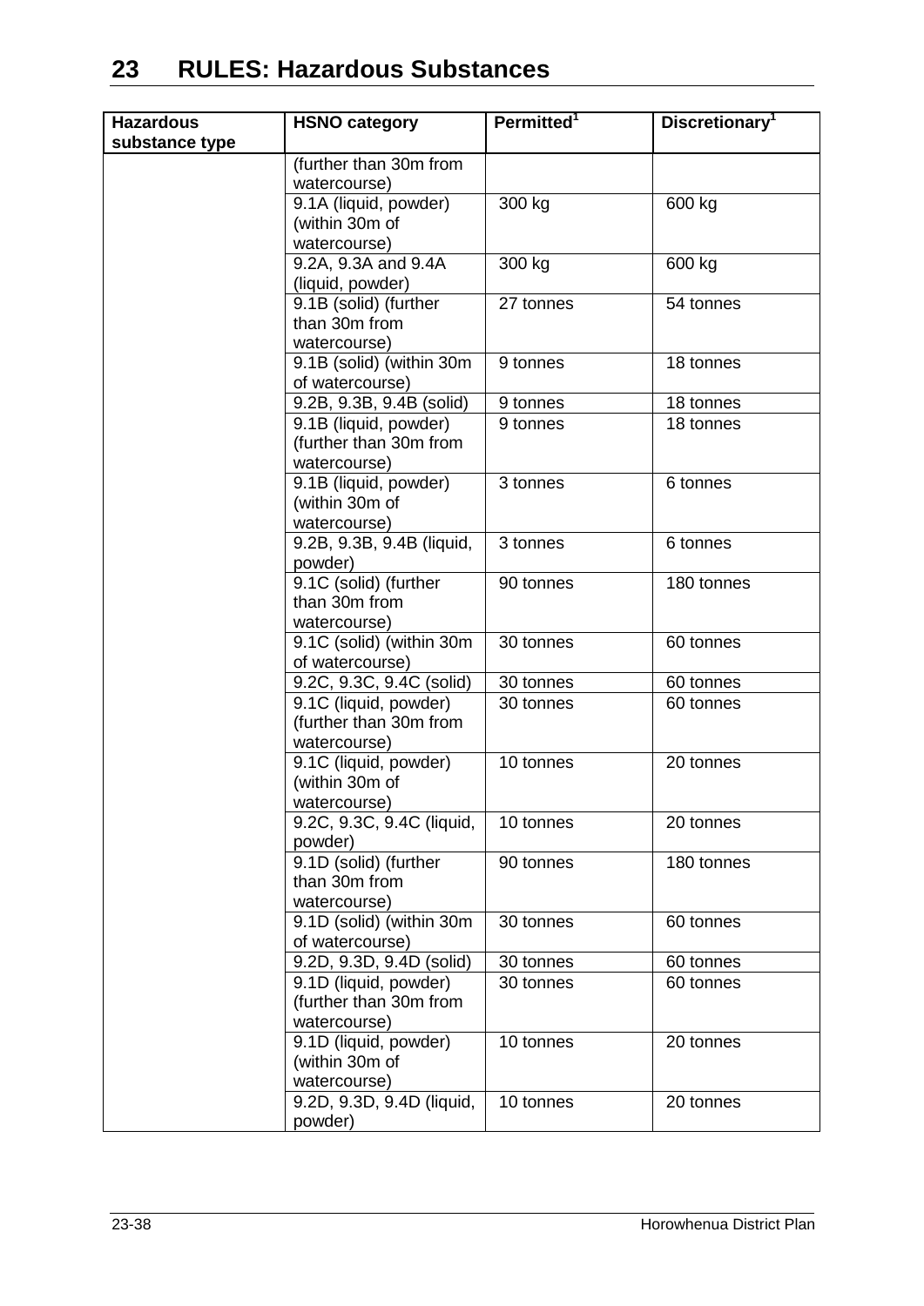# 23 RULES: Hazardous Substances

| Hazardous substance type | HSNO category | Permitted[1] | Discretionary[1] |
|---|---|---|---|
| | (further than 30m from watercourse) | | |
| | 9.1A (liquid, powder) (within 30m of watercourse) | 300 kg | 600 kg |
| | 9.2A, 9.3A and 9.4A (liquid, powder) | 300 kg | 600 kg |
| | 9.1B (solid) (further than 30m from watercourse) | 27 tonnes | 54 tonnes |
| | 9.1B (solid) (within 30m of watercourse) | 9 tonnes | 18 tonnes |
| | 9.2B, 9.3B, 9.4B (solid) | 9 tonnes | 18 tonnes |
| | 9.1B (liquid, powder) (further than 30m from watercourse) | 9 tonnes | 18 tonnes |
| | 9.1B (liquid, powder) (within 30m of watercourse) | 3 tonnes | 6 tonnes |
| | 9.2B, 9.3B, 9.4B (liquid, powder) | 3 tonnes | 6 tonnes |
| | 9.1C (solid) (further than 30m from watercourse) | 90 tonnes | 180 tonnes |
| | 9.1C (solid) (within 30m of watercourse) | 30 tonnes | 60 tonnes |
| | 9.2C, 9.3C, 9.4C (solid) | 30 tonnes | 60 tonnes |
| | 9.1C (liquid, powder) (further than 30m from watercourse) | 30 tonnes | 60 tonnes |
| | 9.1C (liquid, powder) (within 30m of watercourse) | 10 tonnes | 20 tonnes |
| | 9.2C, 9.3C, 9.4C (liquid, powder) | 10 tonnes | 20 tonnes |
| | 9.1D (solid) (further than 30m from watercourse) | 90 tonnes | 180 tonnes |
| | 9.1D (solid) (within 30m of watercourse) | 30 tonnes | 60 tonnes |
| | 9.2D, 9.3D, 9.4D (solid) | 30 tonnes | 60 tonnes |
| | 9.1D (liquid, powder) (further than 30m from watercourse) | 30 tonnes | 60 tonnes |
| | 9.1D (liquid, powder) (within 30m of watercourse) | 10 tonnes | 20 tonnes |
| | 9.2D, 9.3D, 9.4D (liquid, powder) | 10 tonnes | 20 tonnes |